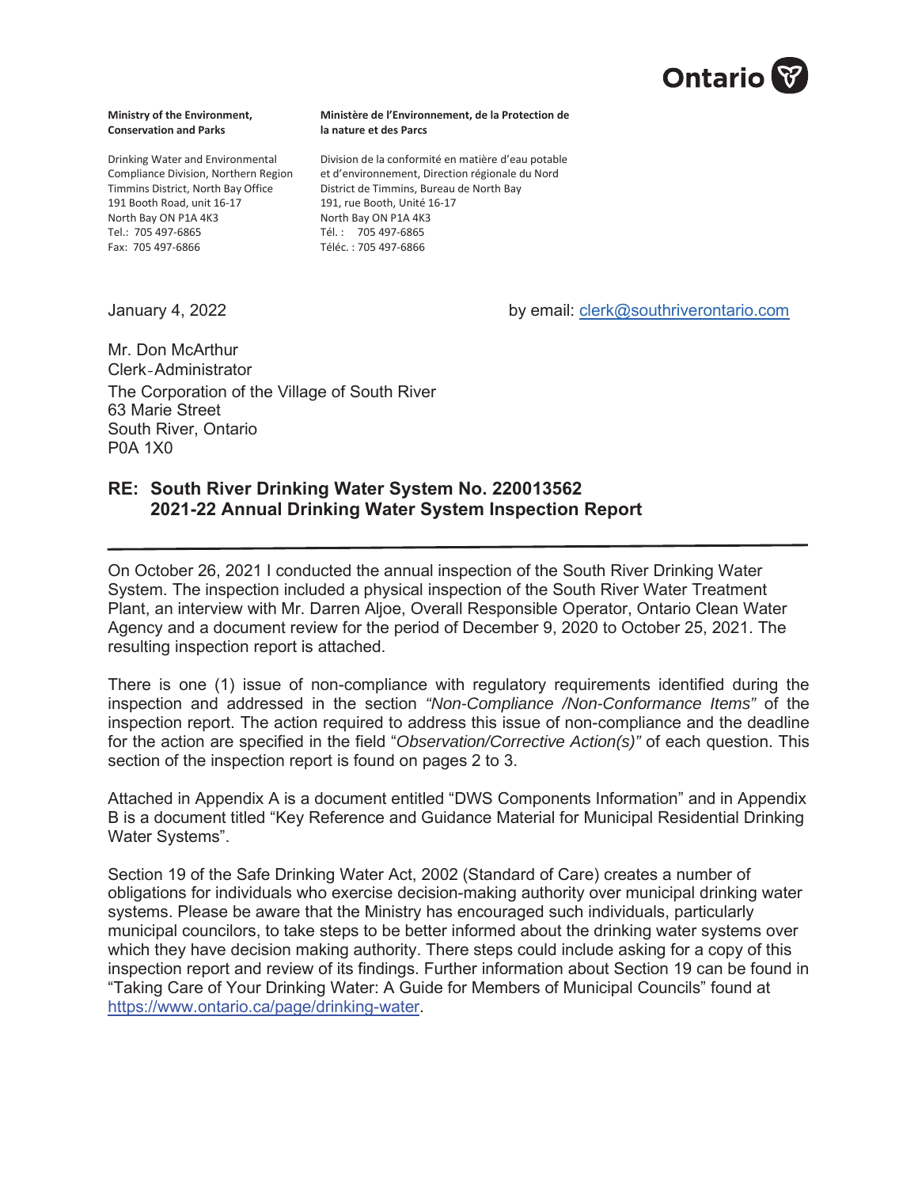Ontario

**Ministry of the Environment, Conservation and Parks**

Drinking Water and Environmental Compliance Division, Northern Region
Timmins District, North Bay Office
191 Booth Road, unit 16-17
North Bay ON P1A 4K3
Tel.: 705 497-6865
Fax: 705 497-6866

**Ministère de l'Environnement, de la Protection de la nature et des Parcs**

Division de la conformité en matière d'eau potable et d'environnement, Direction régionale du Nord
District de Timmins, Bureau de North Bay
191, rue Booth, Unité 16-17
North Bay ON P1A 4K3
Tél. : 705 497-6865
Téléc. : 705 497-6866

January 4, 2022

by email: clerk@southriverontario.com

Mr. Don McArthur
Clerk-Administrator
The Corporation of the Village of South River
63 Marie Street
South River, Ontario
P0A 1X0

**RE: South River Drinking Water System No. 220013562**
**2021-22 Annual Drinking Water System Inspection Report**

---

On October 26, 2021 I conducted the annual inspection of the South River Drinking Water System. The inspection included a physical inspection of the South River Water Treatment Plant, an interview with Mr. Darren Aljoe, Overall Responsible Operator, Ontario Clean Water Agency and a document review for the period of December 9, 2020 to October 25, 2021. The resulting inspection report is attached.

There is one (1) issue of non-compliance with regulatory requirements identified during the inspection and addressed in the section *"Non-Compliance /Non-Conformance Items"* of the inspection report. The action required to address this issue of non-compliance and the deadline for the action are specified in the field "*Observation/Corrective Action(s)"* of each question. This section of the inspection report is found on pages 2 to 3.

Attached in Appendix A is a document entitled "DWS Components Information" and in Appendix B is a document titled "Key Reference and Guidance Material for Municipal Residential Drinking Water Systems".

Section 19 of the Safe Drinking Water Act, 2002 (Standard of Care) creates a number of obligations for individuals who exercise decision-making authority over municipal drinking water systems. Please be aware that the Ministry has encouraged such individuals, particularly municipal councilors, to take steps to be better informed about the drinking water systems over which they have decision making authority. There steps could include asking for a copy of this inspection report and review of its findings. Further information about Section 19 can be found in "Taking Care of Your Drinking Water: A Guide for Members of Municipal Councils" found at https://www.ontario.ca/page/drinking-water.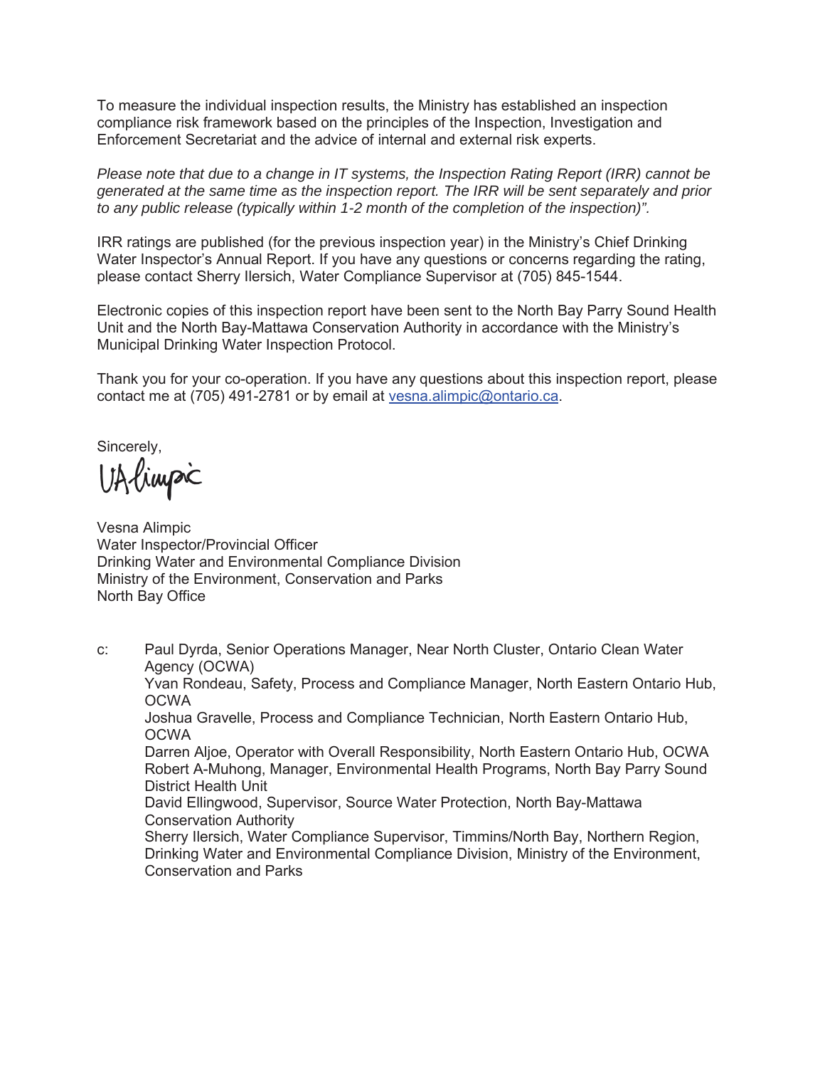To measure the individual inspection results, the Ministry has established an inspection compliance risk framework based on the principles of the Inspection, Investigation and Enforcement Secretariat and the advice of internal and external risk experts.

*Please note that due to a change in IT systems, the Inspection Rating Report (IRR) cannot be generated at the same time as the inspection report. The IRR will be sent separately and prior to any public release (typically within 1-2 month of the completion of the inspection)".*

IRR ratings are published (for the previous inspection year) in the Ministry's Chief Drinking Water Inspector's Annual Report. If you have any questions or concerns regarding the rating, please contact Sherry Ilersich, Water Compliance Supervisor at (705) 845-1544.

Electronic copies of this inspection report have been sent to the North Bay Parry Sound Health Unit and the North Bay-Mattawa Conservation Authority in accordance with the Ministry's Municipal Drinking Water Inspection Protocol.

Thank you for your co-operation. If you have any questions about this inspection report, please contact me at (705) 491-2781 or by email at vesna.alimpic@ontario.ca.

Sincerely,

V Alimpic

Vesna Alimpic
Water Inspector/Provincial Officer
Drinking Water and Environmental Compliance Division
Ministry of the Environment, Conservation and Parks
North Bay Office

c: Paul Dyrda, Senior Operations Manager, Near North Cluster, Ontario Clean Water Agency (OCWA)
Yvan Rondeau, Safety, Process and Compliance Manager, North Eastern Ontario Hub, OCWA
Joshua Gravelle, Process and Compliance Technician, North Eastern Ontario Hub, OCWA
Darren Aljoe, Operator with Overall Responsibility, North Eastern Ontario Hub, OCWA
Robert A-Muhong, Manager, Environmental Health Programs, North Bay Parry Sound District Health Unit
David Ellingwood, Supervisor, Source Water Protection, North Bay-Mattawa Conservation Authority
Sherry Ilersich, Water Compliance Supervisor, Timmins/North Bay, Northern Region, Drinking Water and Environmental Compliance Division, Ministry of the Environment, Conservation and Parks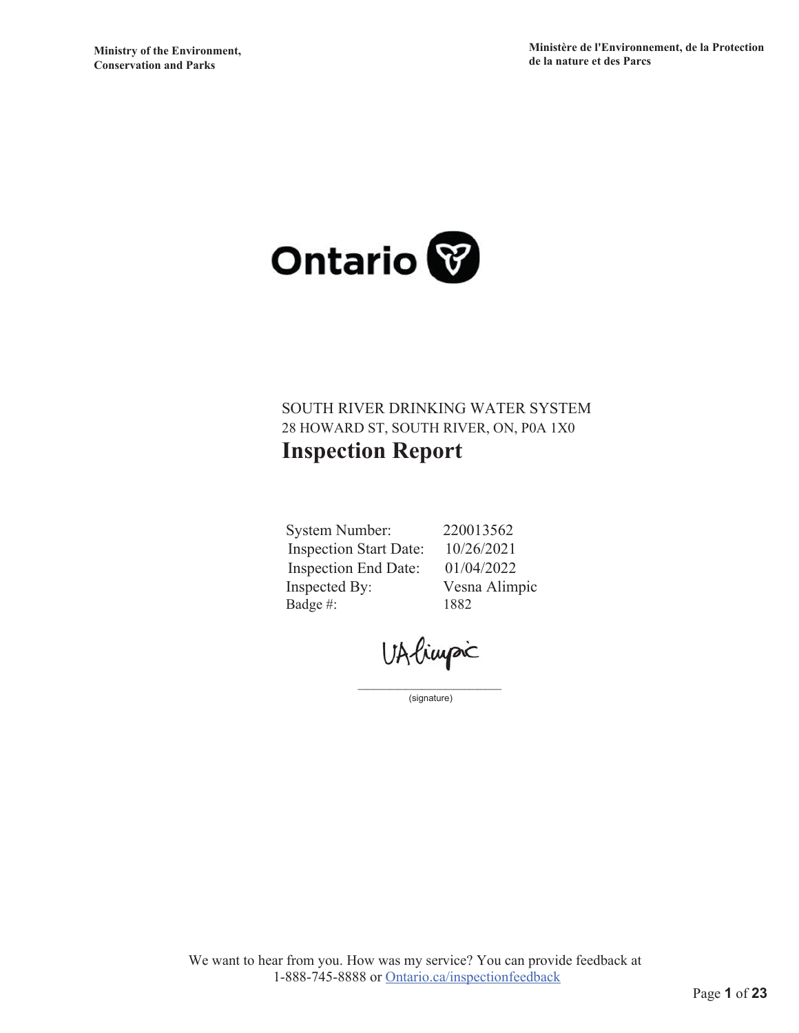Ministry of the Environment, Conservation and Parks

Ministère de l'Environnement, de la Protection de la nature et des Parcs

SOUTH RIVER DRINKING WATER SYSTEM

28 HOWARD ST, SOUTH RIVER, ON, P0A 1X0

# Inspection Report

| | |
|---|---|
| System Number: | 220013562 |
| Inspection Start Date: | 10/26/2021 |
| Inspection End Date: | 01/04/2022 |
| Inspected By: | Vesna Alimpic |
| Badge #: | 1882 |

VAlimpic

(signature)

We want to hear from you. How was my service? You can provide feedback at 1-888-745-8888 or [Ontario.ca/inspectionfeedback](Ontario.ca/inspectionfeedback)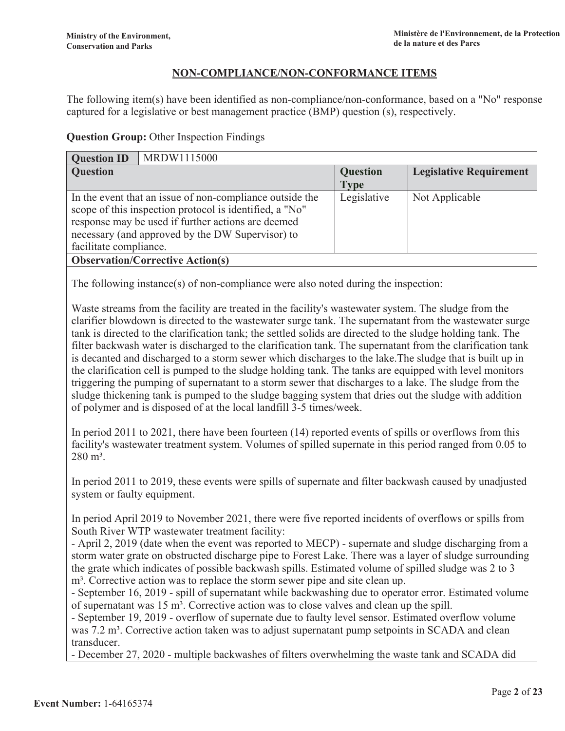## NON-COMPLIANCE/NON-CONFORMANCE ITEMS

The following item(s) have been identified as non-compliance/non-conformance, based on a "No" response captured for a legislative or best management practice (BMP) question (s), respectively.

**Question Group:** Other Inspection Findings

| **Question ID** | MRDW1115000 | | |
|---|---|---|---|
| **Question** | | **Question Type** | **Legislative Requirement** |
| In the event that an issue of non-compliance outside the scope of this inspection protocol is identified, a "No" response may be used if further actions are deemed necessary (and approved by the DW Supervisor) to facilitate compliance. | | Legislative | Not Applicable |

**Observation/Corrective Action(s)**

The following instance(s) of non-compliance were also noted during the inspection:

Waste streams from the facility are treated in the facility's wastewater system. The sludge from the clarifier blowdown is directed to the wastewater surge tank. The supernatant from the wastewater surge tank is directed to the clarification tank; the settled solids are directed to the sludge holding tank. The filter backwash water is discharged to the clarification tank. The supernatant from the clarification tank is decanted and discharged to a storm sewer which discharges to the lake.The sludge that is built up in the clarification cell is pumped to the sludge holding tank. The tanks are equipped with level monitors triggering the pumping of supernatant to a storm sewer that discharges to a lake. The sludge from the sludge thickening tank is pumped to the sludge bagging system that dries out the sludge with addition of polymer and is disposed of at the local landfill 3-5 times/week.

In period 2011 to 2021, there have been fourteen (14) reported events of spills or overflows from this facility's wastewater treatment system. Volumes of spilled supernate in this period ranged from 0.05 to 280 m³.

In period 2011 to 2019, these events were spills of supernate and filter backwash caused by unadjusted system or faulty equipment.

In period April 2019 to November 2021, there were five reported incidents of overflows or spills from South River WTP wastewater treatment facility:

- April 2, 2019 (date when the event was reported to MECP) - supernate and sludge discharging from a storm water grate on obstructed discharge pipe to Forest Lake. There was a layer of sludge surrounding the grate which indicates of possible backwash spills. Estimated volume of spilled sludge was 2 to 3 m³. Corrective action was to replace the storm sewer pipe and site clean up.
- September 16, 2019 - spill of supernatant while backwashing due to operator error. Estimated volume of supernatant was 15 m³. Corrective action was to close valves and clean up the spill.
- September 19, 2019 - overflow of supernate due to faulty level sensor. Estimated overflow volume was 7.2 m³. Corrective action taken was to adjust supernatant pump setpoints in SCADA and clean transducer.
- December 27, 2020 - multiple backwashes of filters overwhelming the waste tank and SCADA did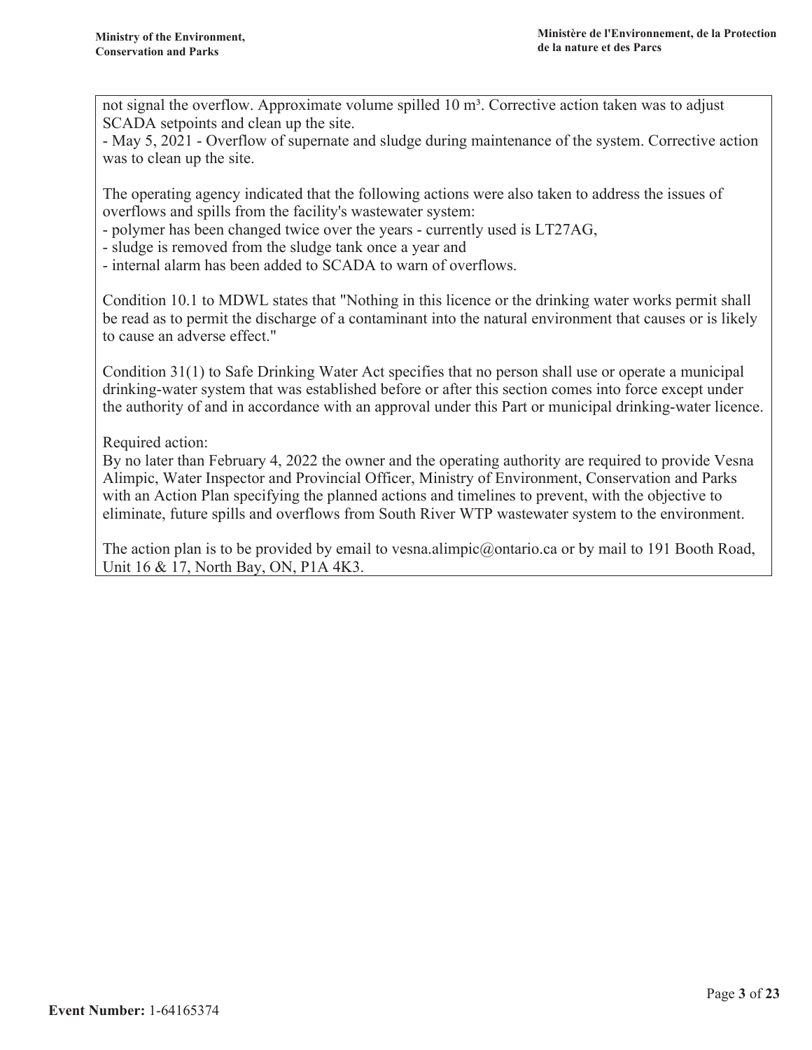not signal the overflow. Approximate volume spilled 10 $m^3$. Corrective action taken was to adjust SCADA setpoints and clean up the site.
- May 5, 2021 - Overflow of supernate and sludge during maintenance of the system. Corrective action was to clean up the site.

The operating agency indicated that the following actions were also taken to address the issues of overflows and spills from the facility's wastewater system:
- polymer has been changed twice over the years - currently used is LT27AG,
- sludge is removed from the sludge tank once a year and
- internal alarm has been added to SCADA to warn of overflows.

Condition 10.1 to MDWL states that "Nothing in this licence or the drinking water works permit shall be read as to permit the discharge of a contaminant into the natural environment that causes or is likely to cause an adverse effect."

Condition 31(1) to Safe Drinking Water Act specifies that no person shall use or operate a municipal drinking-water system that was established before or after this section comes into force except under the authority of and in accordance with an approval under this Part or municipal drinking-water licence.

Required action:
By no later than February 4, 2022 the owner and the operating authority are required to provide Vesna Alimpic, Water Inspector and Provincial Officer, Ministry of Environment, Conservation and Parks with an Action Plan specifying the planned actions and timelines to prevent, with the objective to eliminate, future spills and overflows from South River WTP wastewater system to the environment.

The action plan is to be provided by email to vesna.alimpic@ontario.ca or by mail to 191 Booth Road, Unit 16 & 17, North Bay, ON, P1A 4K3.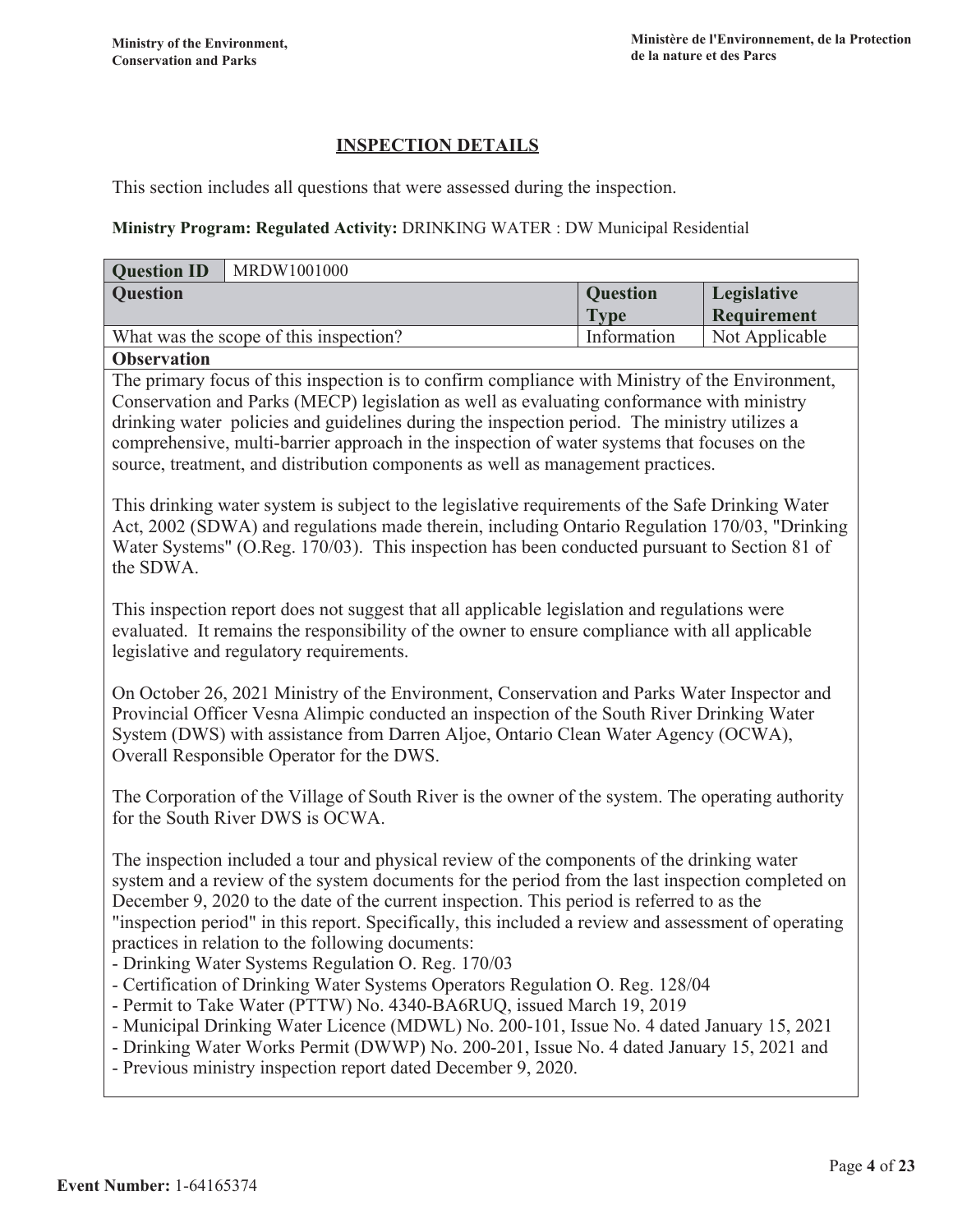## INSPECTION DETAILS

This section includes all questions that were assessed during the inspection.

**Ministry Program: Regulated Activity:** DRINKING WATER : DW Municipal Residential

| **Question ID** | MRDW1001000 | | |
|---|---|---|---|
| **Question** | | **Question Type** | **Legislative Requirement** |
| What was the scope of this inspection? | | Information | Not Applicable |
| **Observation** | | | |

The primary focus of this inspection is to confirm compliance with Ministry of the Environment, Conservation and Parks (MECP) legislation as well as evaluating conformance with ministry drinking water policies and guidelines during the inspection period. The ministry utilizes a comprehensive, multi-barrier approach in the inspection of water systems that focuses on the source, treatment, and distribution components as well as management practices.

This drinking water system is subject to the legislative requirements of the Safe Drinking Water Act, 2002 (SDWA) and regulations made therein, including Ontario Regulation 170/03, "Drinking Water Systems" (O.Reg. 170/03). This inspection has been conducted pursuant to Section 81 of the SDWA.

This inspection report does not suggest that all applicable legislation and regulations were evaluated. It remains the responsibility of the owner to ensure compliance with all applicable legislative and regulatory requirements.

On October 26, 2021 Ministry of the Environment, Conservation and Parks Water Inspector and Provincial Officer Vesna Alimpic conducted an inspection of the South River Drinking Water System (DWS) with assistance from Darren Aljoe, Ontario Clean Water Agency (OCWA), Overall Responsible Operator for the DWS.

The Corporation of the Village of South River is the owner of the system. The operating authority for the South River DWS is OCWA.

The inspection included a tour and physical review of the components of the drinking water system and a review of the system documents for the period from the last inspection completed on December 9, 2020 to the date of the current inspection. This period is referred to as the "inspection period" in this report. Specifically, this included a review and assessment of operating practices in relation to the following documents:

- Drinking Water Systems Regulation O. Reg. 170/03
- Certification of Drinking Water Systems Operators Regulation O. Reg. 128/04
- Permit to Take Water (PTTW) No. 4340-BA6RUQ, issued March 19, 2019
- Municipal Drinking Water Licence (MDWL) No. 200-101, Issue No. 4 dated January 15, 2021
- Drinking Water Works Permit (DWWP) No. 200-201, Issue No. 4 dated January 15, 2021 and
- Previous ministry inspection report dated December 9, 2020.

**Event Number:** 1-64165374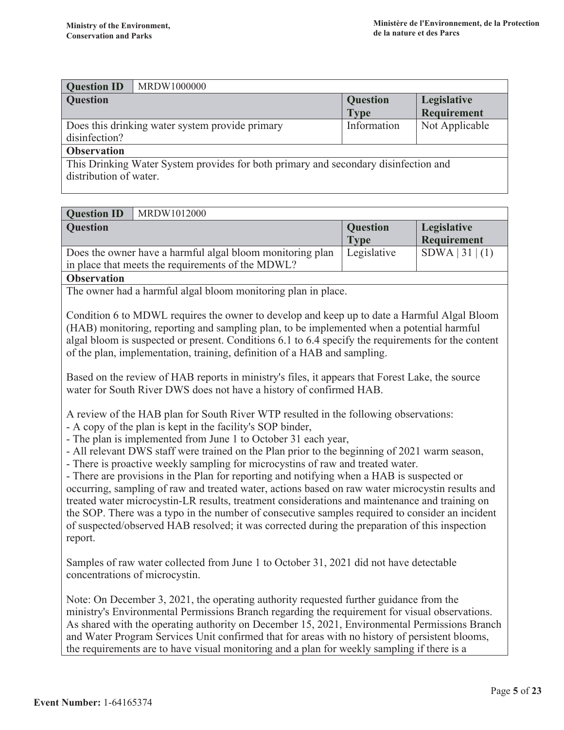| Question ID | MRDW1000000 | | |
|---|---|---|---|
| **Question** | | **Question Type** | **Legislative Requirement** |
| Does this drinking water system provide primary disinfection? | | Information | Not Applicable |
| **Observation** | | | |
| This Drinking Water System provides for both primary and secondary disinfection and distribution of water. | | | |

| Question ID | MRDW1012000 | | |
|---|---|---|---|
| **Question** | | **Question Type** | **Legislative Requirement** |
| Does the owner have a harmful algal bloom monitoring plan in place that meets the requirements of the MDWL? | | Legislative | SDWA \| 31 \| (1) |

**Observation**

The owner had a harmful algal bloom monitoring plan in place.

Condition 6 to MDWL requires the owner to develop and keep up to date a Harmful Algal Bloom (HAB) monitoring, reporting and sampling plan, to be implemented when a potential harmful algal bloom is suspected or present. Conditions 6.1 to 6.4 specify the requirements for the content of the plan, implementation, training, definition of a HAB and sampling.

Based on the review of HAB reports in ministry's files, it appears that Forest Lake, the source water for South River DWS does not have a history of confirmed HAB.

A review of the HAB plan for South River WTP resulted in the following observations:
- A copy of the plan is kept in the facility's SOP binder,
- The plan is implemented from June 1 to October 31 each year,
- All relevant DWS staff were trained on the Plan prior to the beginning of 2021 warm season,
- There is proactive weekly sampling for microcystins of raw and treated water.
- There are provisions in the Plan for reporting and notifying when a HAB is suspected or occurring, sampling of raw and treated water, actions based on raw water microcystin results and treated water microcystin-LR results, treatment considerations and maintenance and training on the SOP. There was a typo in the number of consecutive samples required to consider an incident of suspected/observed HAB resolved; it was corrected during the preparation of this inspection report.

Samples of raw water collected from June 1 to October 31, 2021 did not have detectable concentrations of microcystin.

Note: On December 3, 2021, the operating authority requested further guidance from the ministry's Environmental Permissions Branch regarding the requirement for visual observations. As shared with the operating authority on December 15, 2021, Environmental Permissions Branch and Water Program Services Unit confirmed that for areas with no history of persistent blooms, the requirements are to have visual monitoring and a plan for weekly sampling if there is a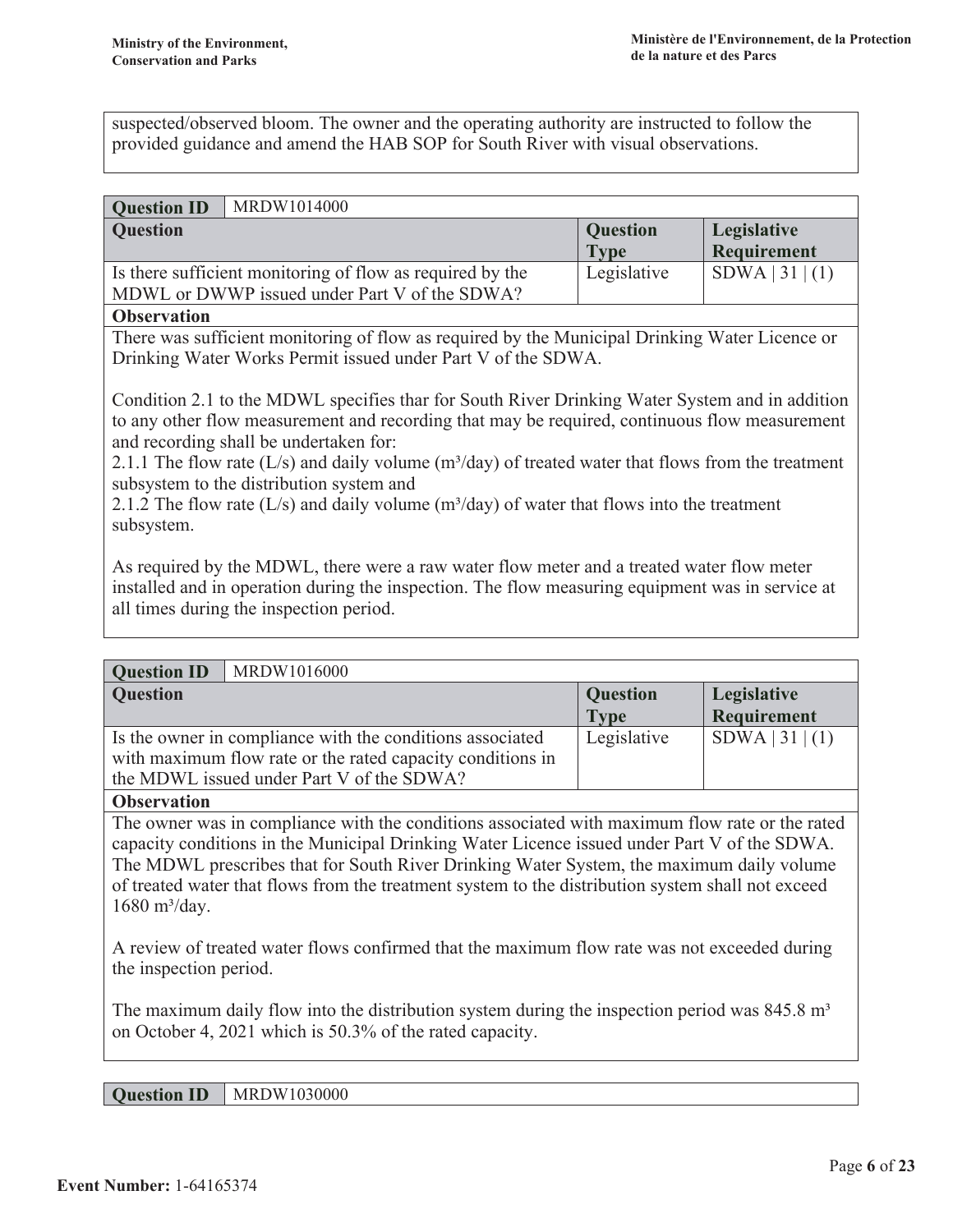suspected/observed bloom. The owner and the operating authority are instructed to follow the provided guidance and amend the HAB SOP for South River with visual observations.

| Question ID | MRDW1014000 | | |
|---|---|---|---|
| **Question** | | **Question Type** | **Legislative Requirement** |
| Is there sufficient monitoring of flow as required by the MDWL or DWWP issued under Part V of the SDWA? | | Legislative | SDWA \| 31 \| (1) |

**Observation**

There was sufficient monitoring of flow as required by the Municipal Drinking Water Licence or Drinking Water Works Permit issued under Part V of the SDWA.

Condition 2.1 to the MDWL specifies thar for South River Drinking Water System and in addition to any other flow measurement and recording that may be required, continuous flow measurement and recording shall be undertaken for:
2.1.1 The flow rate (L/s) and daily volume ($m^3$/day) of treated water that flows from the treatment subsystem to the distribution system and
2.1.2 The flow rate (L/s) and daily volume ($m^3$/day) of water that flows into the treatment subsystem.

As required by the MDWL, there were a raw water flow meter and a treated water flow meter installed and in operation during the inspection. The flow measuring equipment was in service at all times during the inspection period.

| Question ID | MRDW1016000 | | |
|---|---|---|---|
| **Question** | | **Question Type** | **Legislative Requirement** |
| Is the owner in compliance with the conditions associated with maximum flow rate or the rated capacity conditions in the MDWL issued under Part V of the SDWA? | | Legislative | SDWA \| 31 \| (1) |

**Observation**

The owner was in compliance with the conditions associated with maximum flow rate or the rated capacity conditions in the Municipal Drinking Water Licence issued under Part V of the SDWA. The MDWL prescribes that for South River Drinking Water System, the maximum daily volume of treated water that flows from the treatment system to the distribution system shall not exceed 1680 $m^3$/day.

A review of treated water flows confirmed that the maximum flow rate was not exceeded during the inspection period.

The maximum daily flow into the distribution system during the inspection period was 845.8 $m^3$ on October 4, 2021 which is 50.3% of the rated capacity.

| Question ID | MRDW1030000 |
|---|---|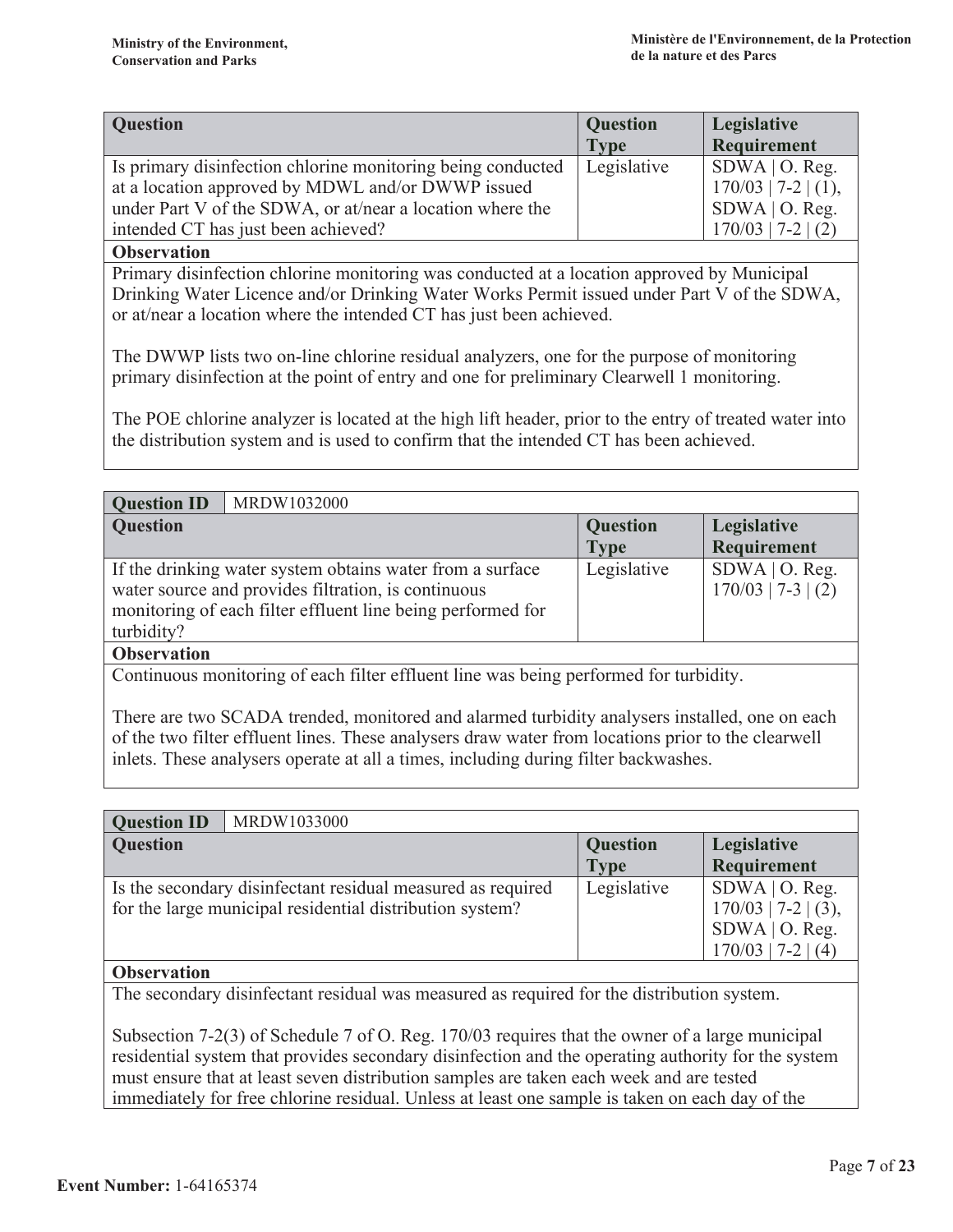| Question | Question Type | Legislative Requirement |
|---|---|---|
| Is primary disinfection chlorine monitoring being conducted at a location approved by MDWL and/or DWWP issued under Part V of the SDWA, or at/near a location where the intended CT has just been achieved? | Legislative | SDWA \| O. Reg. 170/03 \| 7-2 \| (1), SDWA \| O. Reg. 170/03 \| 7-2 \| (2) |

**Observation**

Primary disinfection chlorine monitoring was conducted at a location approved by Municipal Drinking Water Licence and/or Drinking Water Works Permit issued under Part V of the SDWA, or at/near a location where the intended CT has just been achieved.

The DWWP lists two on-line chlorine residual analyzers, one for the purpose of monitoring primary disinfection at the point of entry and one for preliminary Clearwell 1 monitoring.

The POE chlorine analyzer is located at the high lift header, prior to the entry of treated water into the distribution system and is used to confirm that the intended CT has been achieved.

**Question ID:** MRDW1032000

| Question | Question Type | Legislative Requirement |
|---|---|---|
| If the drinking water system obtains water from a surface water source and provides filtration, is continuous monitoring of each filter effluent line being performed for turbidity? | Legislative | SDWA \| O. Reg. 170/03 \| 7-3 \| (2) |

**Observation**

Continuous monitoring of each filter effluent line was being performed for turbidity.

There are two SCADA trended, monitored and alarmed turbidity analysers installed, one on each of the two filter effluent lines. These analysers draw water from locations prior to the clearwell inlets. These analysers operate at all a times, including during filter backwashes.

**Question ID:** MRDW1033000

| Question | Question Type | Legislative Requirement |
|---|---|---|
| Is the secondary disinfectant residual measured as required for the large municipal residential distribution system? | Legislative | SDWA \| O. Reg. 170/03 \| 7-2 \| (3), SDWA \| O. Reg. 170/03 \| 7-2 \| (4) |

**Observation**

The secondary disinfectant residual was measured as required for the distribution system.

Subsection 7-2(3) of Schedule 7 of O. Reg. 170/03 requires that the owner of a large municipal residential system that provides secondary disinfection and the operating authority for the system must ensure that at least seven distribution samples are taken each week and are tested immediately for free chlorine residual. Unless at least one sample is taken on each day of the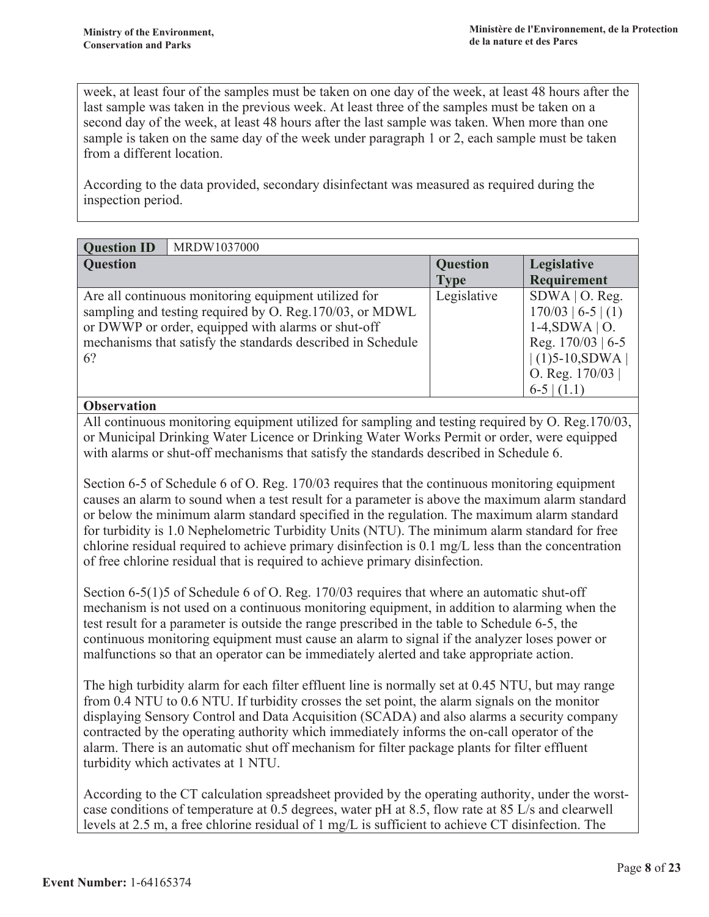week, at least four of the samples must be taken on one day of the week, at least 48 hours after the last sample was taken in the previous week. At least three of the samples must be taken on a second day of the week, at least 48 hours after the last sample was taken. When more than one sample is taken on the same day of the week under paragraph 1 or 2, each sample must be taken from a different location.

According to the data provided, secondary disinfectant was measured as required during the inspection period.

| **Question ID** | MRDW1037000 | | |
|---|---|---|---|
| **Question** | | **Question Type** | **Legislative Requirement** |
| Are all continuous monitoring equipment utilized for sampling and testing required by O. Reg.170/03, or MDWL or DWWP or order, equipped with alarms or shut-off mechanisms that satisfy the standards described in Schedule 6? | | Legislative | SDWA \| O. Reg. 170/03 \| 6-5 \| (1) 1-4,SDWA \| O. Reg. 170/03 \| 6-5 \| (1)5-10,SDWA \| O. Reg. 170/03 \| 6-5 \| (1.1) |

**Observation**

All continuous monitoring equipment utilized for sampling and testing required by O. Reg.170/03, or Municipal Drinking Water Licence or Drinking Water Works Permit or order, were equipped with alarms or shut-off mechanisms that satisfy the standards described in Schedule 6.

Section 6-5 of Schedule 6 of O. Reg. 170/03 requires that the continuous monitoring equipment causes an alarm to sound when a test result for a parameter is above the maximum alarm standard or below the minimum alarm standard specified in the regulation. The maximum alarm standard for turbidity is 1.0 Nephelometric Turbidity Units (NTU). The minimum alarm standard for free chlorine residual required to achieve primary disinfection is 0.1 mg/L less than the concentration of free chlorine residual that is required to achieve primary disinfection.

Section 6-5(1)5 of Schedule 6 of O. Reg. 170/03 requires that where an automatic shut-off mechanism is not used on a continuous monitoring equipment, in addition to alarming when the test result for a parameter is outside the range prescribed in the table to Schedule 6-5, the continuous monitoring equipment must cause an alarm to signal if the analyzer loses power or malfunctions so that an operator can be immediately alerted and take appropriate action.

The high turbidity alarm for each filter effluent line is normally set at 0.45 NTU, but may range from 0.4 NTU to 0.6 NTU. If turbidity crosses the set point, the alarm signals on the monitor displaying Sensory Control and Data Acquisition (SCADA) and also alarms a security company contracted by the operating authority which immediately informs the on-call operator of the alarm. There is an automatic shut off mechanism for filter package plants for filter effluent turbidity which activates at 1 NTU.

According to the CT calculation spreadsheet provided by the operating authority, under the worst-case conditions of temperature at 0.5 degrees, water pH at 8.5, flow rate at 85 L/s and clearwell levels at 2.5 m, a free chlorine residual of 1 mg/L is sufficient to achieve CT disinfection. The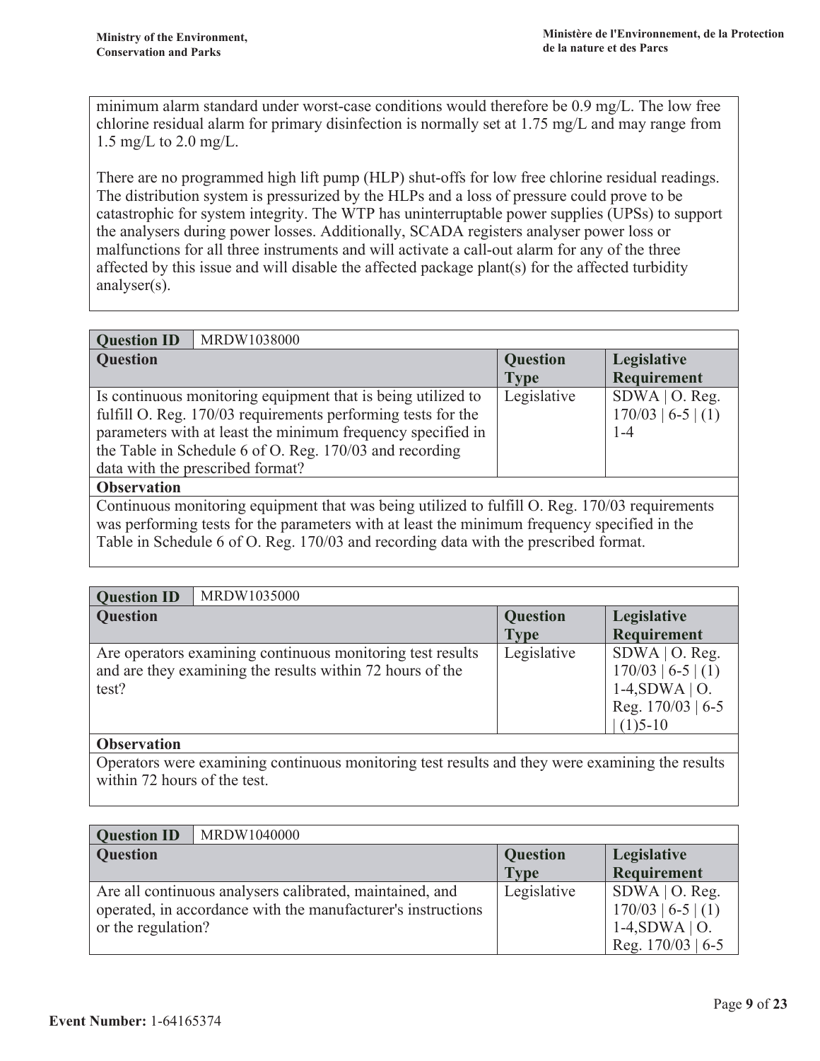minimum alarm standard under worst-case conditions would therefore be 0.9 mg/L. The low free chlorine residual alarm for primary disinfection is normally set at 1.75 mg/L and may range from 1.5 mg/L to 2.0 mg/L.

There are no programmed high lift pump (HLP) shut-offs for low free chlorine residual readings. The distribution system is pressurized by the HLPs and a loss of pressure could prove to be catastrophic for system integrity. The WTP has uninterruptable power supplies (UPSs) to support the analysers during power losses. Additionally, SCADA registers analyser power loss or malfunctions for all three instruments and will activate a call-out alarm for any of the three affected by this issue and will disable the affected package plant(s) for the affected turbidity analyser(s).

| **Question ID** | MRDW1038000 | | |
|---|---|---|---|
| **Question** | | **Question Type** | **Legislative Requirement** |
| Is continuous monitoring equipment that is being utilized to fulfill O. Reg. 170/03 requirements performing tests for the parameters with at least the minimum frequency specified in the Table in Schedule 6 of O. Reg. 170/03 and recording data with the prescribed format? | | Legislative | SDWA \| O. Reg. 170/03 \| 6-5 \| (1) 1-4 |
| **Observation** | | | |
| Continuous monitoring equipment that was being utilized to fulfill O. Reg. 170/03 requirements was performing tests for the parameters with at least the minimum frequency specified in the Table in Schedule 6 of O. Reg. 170/03 and recording data with the prescribed format. | | | |

| **Question ID** | MRDW1035000 | | |
|---|---|---|---|
| **Question** | | **Question Type** | **Legislative Requirement** |
| Are operators examining continuous monitoring test results and are they examining the results within 72 hours of the test? | | Legislative | SDWA \| O. Reg. 170/03 \| 6-5 \| (1) 1-4,SDWA \| O. Reg. 170/03 \| 6-5 \| (1)5-10 |
| **Observation** | | | |
| Operators were examining continuous monitoring test results and they were examining the results within 72 hours of the test. | | | |

| **Question ID** | MRDW1040000 | | |
|---|---|---|---|
| **Question** | | **Question Type** | **Legislative Requirement** |
| Are all continuous analysers calibrated, maintained, and operated, in accordance with the manufacturer's instructions or the regulation? | | Legislative | SDWA \| O. Reg. 170/03 \| 6-5 \| (1) 1-4,SDWA \| O. Reg. 170/03 \| 6-5 |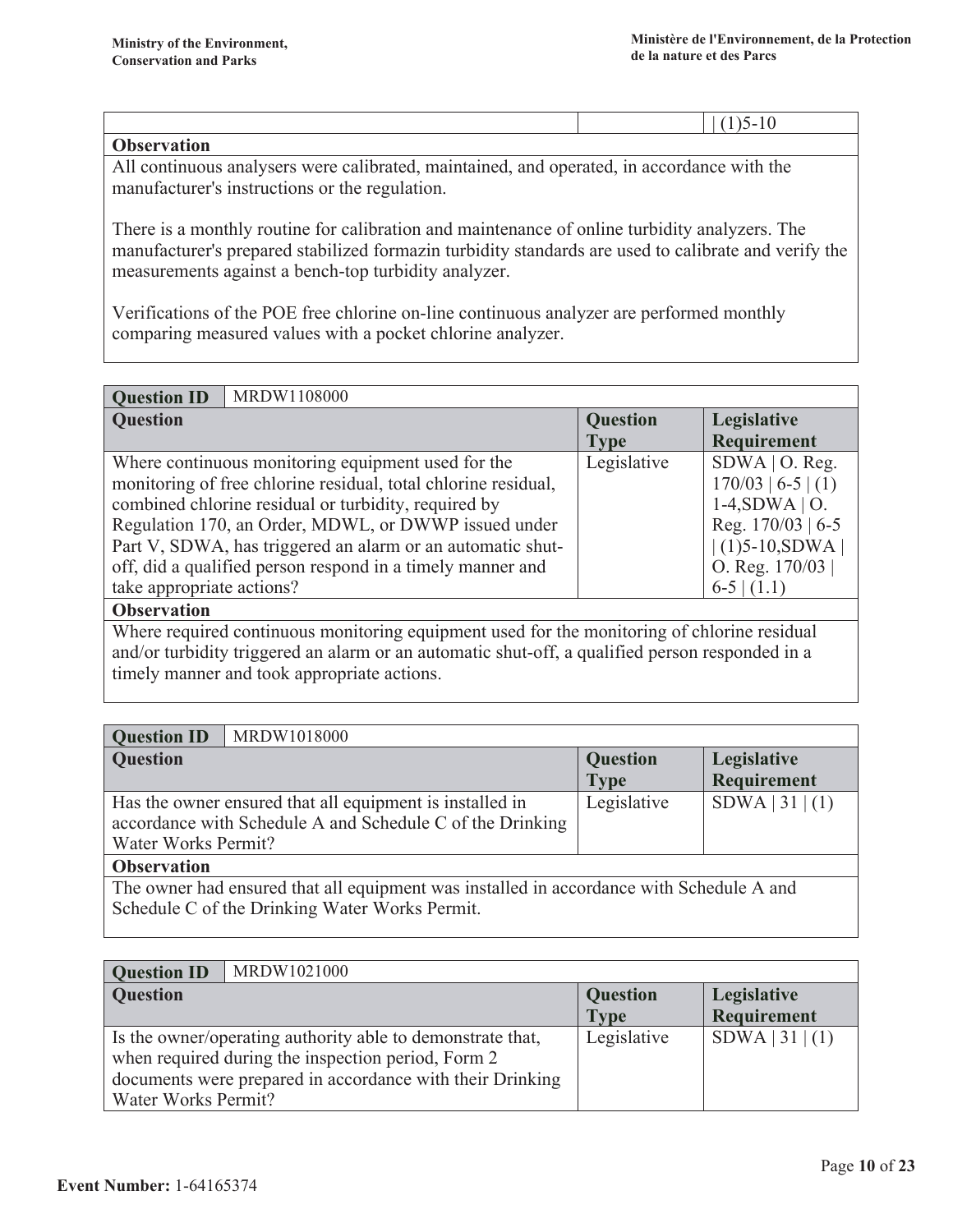| | | \| (1)5-10 |
|---|---|---|

**Observation**

All continuous analysers were calibrated, maintained, and operated, in accordance with the manufacturer's instructions or the regulation.

There is a monthly routine for calibration and maintenance of online turbidity analyzers. The manufacturer's prepared stabilized formazin turbidity standards are used to calibrate and verify the measurements against a bench-top turbidity analyzer.

Verifications of the POE free chlorine on-line continuous analyzer are performed monthly comparing measured values with a pocket chlorine analyzer.

| Question ID | MRDW1108000 | |
|---|---|---|
| **Question** | **Question Type** | **Legislative Requirement** |
| Where continuous monitoring equipment used for the monitoring of free chlorine residual, total chlorine residual, combined chlorine residual or turbidity, required by Regulation 170, an Order, MDWL, or DWWP issued under Part V, SDWA, has triggered an alarm or an automatic shut-off, did a qualified person respond in a timely manner and take appropriate actions? | Legislative | SDWA \| O. Reg. 170/03 \| 6-5 \| (1) 1-4,SDWA \| O. Reg. 170/03 \| 6-5 \| (1)5-10,SDWA \| O. Reg. 170/03 \| 6-5 \| (1.1) |

**Observation**

Where required continuous monitoring equipment used for the monitoring of chlorine residual and/or turbidity triggered an alarm or an automatic shut-off, a qualified person responded in a timely manner and took appropriate actions.

| Question ID | MRDW1018000 | |
|---|---|---|
| **Question** | **Question Type** | **Legislative Requirement** |
| Has the owner ensured that all equipment is installed in accordance with Schedule A and Schedule C of the Drinking Water Works Permit? | Legislative | SDWA \| 31 \| (1) |

**Observation**

The owner had ensured that all equipment was installed in accordance with Schedule A and Schedule C of the Drinking Water Works Permit.

| Question ID | MRDW1021000 | |
|---|---|---|
| **Question** | **Question Type** | **Legislative Requirement** |
| Is the owner/operating authority able to demonstrate that, when required during the inspection period, Form 2 documents were prepared in accordance with their Drinking Water Works Permit? | Legislative | SDWA \| 31 \| (1) |

**Event Number:** 1-64165374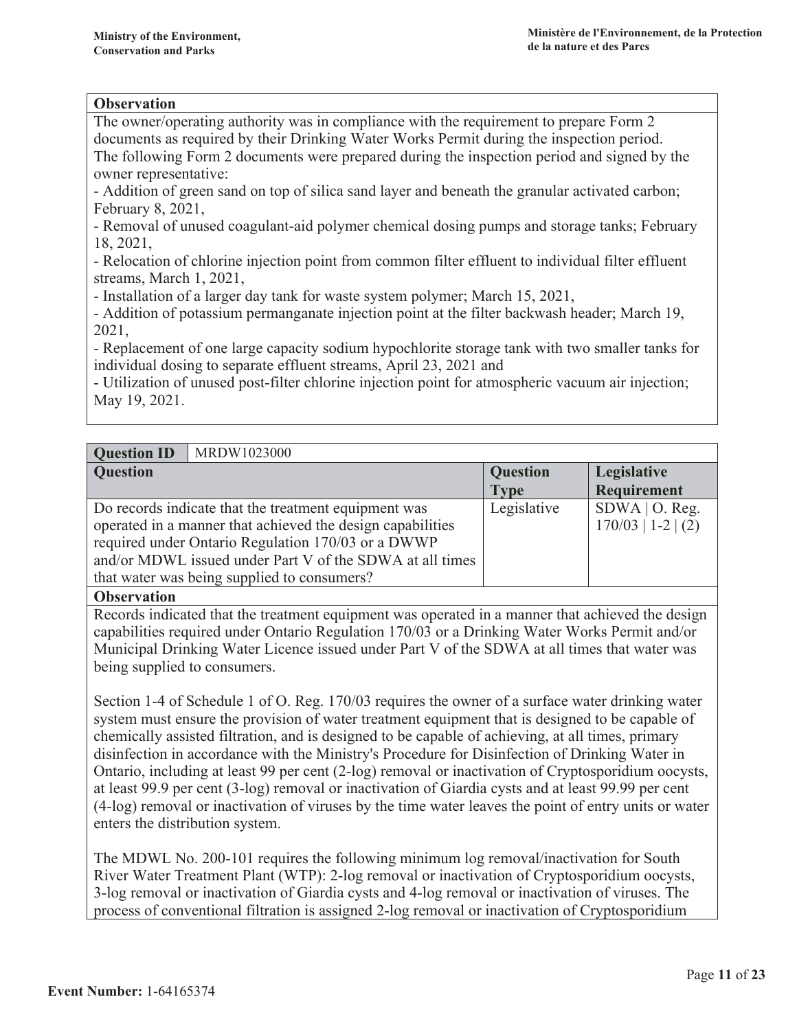| Observation |
|---|
| The owner/operating authority was in compliance with the requirement to prepare Form 2 documents as required by their Drinking Water Works Permit during the inspection period.<br>The following Form 2 documents were prepared during the inspection period and signed by the owner representative:<br>- Addition of green sand on top of silica sand layer and beneath the granular activated carbon; February 8, 2021,<br>- Removal of unused coagulant-aid polymer chemical dosing pumps and storage tanks; February 18, 2021,<br>- Relocation of chlorine injection point from common filter effluent to individual filter effluent streams, March 1, 2021,<br>- Installation of a larger day tank for waste system polymer; March 15, 2021,<br>- Addition of potassium permanganate injection point at the filter backwash header; March 19, 2021,<br>- Replacement of one large capacity sodium hypochlorite storage tank with two smaller tanks for individual dosing to separate effluent streams, April 23, 2021 and<br>- Utilization of unused post-filter chlorine injection point for atmospheric vacuum air injection; May 19, 2021. |

| **Question ID** | MRDW1023000 | | |
|---|---|---|---|
| **Question** | | **Question Type** | **Legislative Requirement** |
| Do records indicate that the treatment equipment was operated in a manner that achieved the design capabilities required under Ontario Regulation 170/03 or a DWWP and/or MDWL issued under Part V of the SDWA at all times that water was being supplied to consumers? | | Legislative | SDWA \| O. Reg. 170/03 \| 1-2 \| (2) |

**Observation**

Records indicated that the treatment equipment was operated in a manner that achieved the design capabilities required under Ontario Regulation 170/03 or a Drinking Water Works Permit and/or Municipal Drinking Water Licence issued under Part V of the SDWA at all times that water was being supplied to consumers.

Section 1-4 of Schedule 1 of O. Reg. 170/03 requires the owner of a surface water drinking water system must ensure the provision of water treatment equipment that is designed to be capable of chemically assisted filtration, and is designed to be capable of achieving, at all times, primary disinfection in accordance with the Ministry's Procedure for Disinfection of Drinking Water in Ontario, including at least 99 per cent (2-log) removal or inactivation of Cryptosporidium oocysts, at least 99.9 per cent (3-log) removal or inactivation of Giardia cysts and at least 99.99 per cent (4-log) removal or inactivation of viruses by the time water leaves the point of entry units or water enters the distribution system.

The MDWL No. 200-101 requires the following minimum log removal/inactivation for South River Water Treatment Plant (WTP): 2-log removal or inactivation of Cryptosporidium oocysts, 3-log removal or inactivation of Giardia cysts and 4-log removal or inactivation of viruses. The process of conventional filtration is assigned 2-log removal or inactivation of Cryptosporidium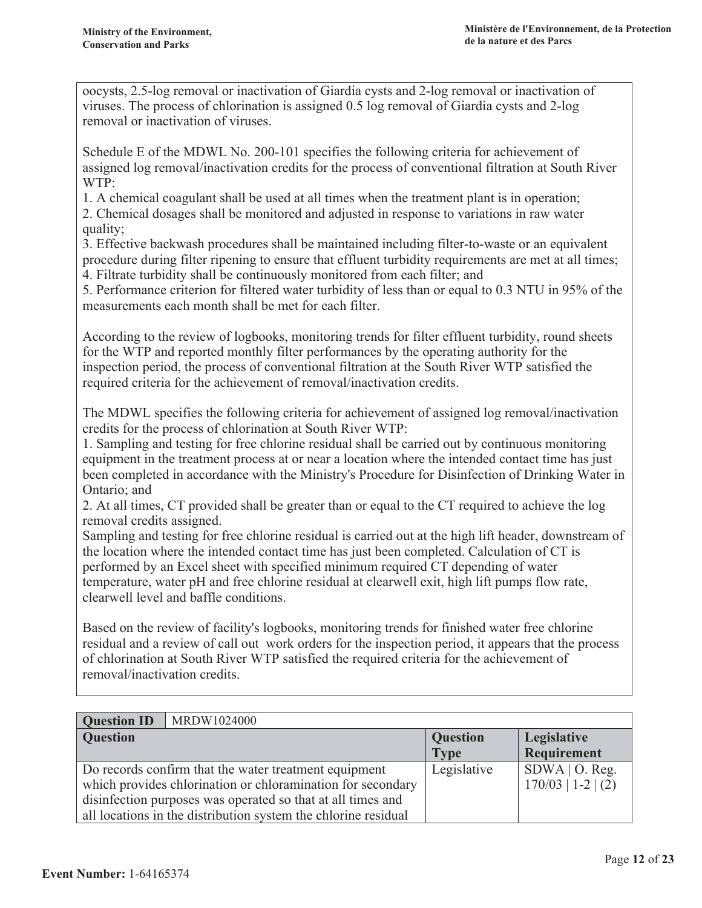oocysts, 2.5-log removal or inactivation of Giardia cysts and 2-log removal or inactivation of viruses. The process of chlorination is assigned 0.5 log removal of Giardia cysts and 2-log removal or inactivation of viruses.

Schedule E of the MDWL No. 200-101 specifies the following criteria for achievement of assigned log removal/inactivation credits for the process of conventional filtration at South River WTP:

1. A chemical coagulant shall be used at all times when the treatment plant is in operation;
2. Chemical dosages shall be monitored and adjusted in response to variations in raw water quality;
3. Effective backwash procedures shall be maintained including filter-to-waste or an equivalent procedure during filter ripening to ensure that effluent turbidity requirements are met at all times;
4. Filtrate turbidity shall be continuously monitored from each filter; and
5. Performance criterion for filtered water turbidity of less than or equal to 0.3 NTU in 95% of the measurements each month shall be met for each filter.

According to the review of logbooks, monitoring trends for filter effluent turbidity, round sheets for the WTP and reported monthly filter performances by the operating authority for the inspection period, the process of conventional filtration at the South River WTP satisfied the required criteria for the achievement of removal/inactivation credits.

The MDWL specifies the following criteria for achievement of assigned log removal/inactivation credits for the process of chlorination at South River WTP:

1. Sampling and testing for free chlorine residual shall be carried out by continuous monitoring equipment in the treatment process at or near a location where the intended contact time has just been completed in accordance with the Ministry's Procedure for Disinfection of Drinking Water in Ontario; and
2. At all times, CT provided shall be greater than or equal to the CT required to achieve the log removal credits assigned.

Sampling and testing for free chlorine residual is carried out at the high lift header, downstream of the location where the intended contact time has just been completed. Calculation of CT is performed by an Excel sheet with specified minimum required CT depending of water temperature, water pH and free chlorine residual at clearwell exit, high lift pumps flow rate, clearwell level and baffle conditions.

Based on the review of facility's logbooks, monitoring trends for finished water free chlorine residual and a review of call out work orders for the inspection period, it appears that the process of chlorination at South River WTP satisfied the required criteria for the achievement of removal/inactivation credits.

| **Question ID** | MRDW1024000 | | |
|---|---|---|---|
| **Question** | | **Question Type** | **Legislative Requirement** |
| Do records confirm that the water treatment equipment which provides chlorination or chloramination for secondary disinfection purposes was operated so that at all times and all locations in the distribution system the chlorine residual | | Legislative | SDWA \| O. Reg. 170/03 \| 1-2 \| (2) |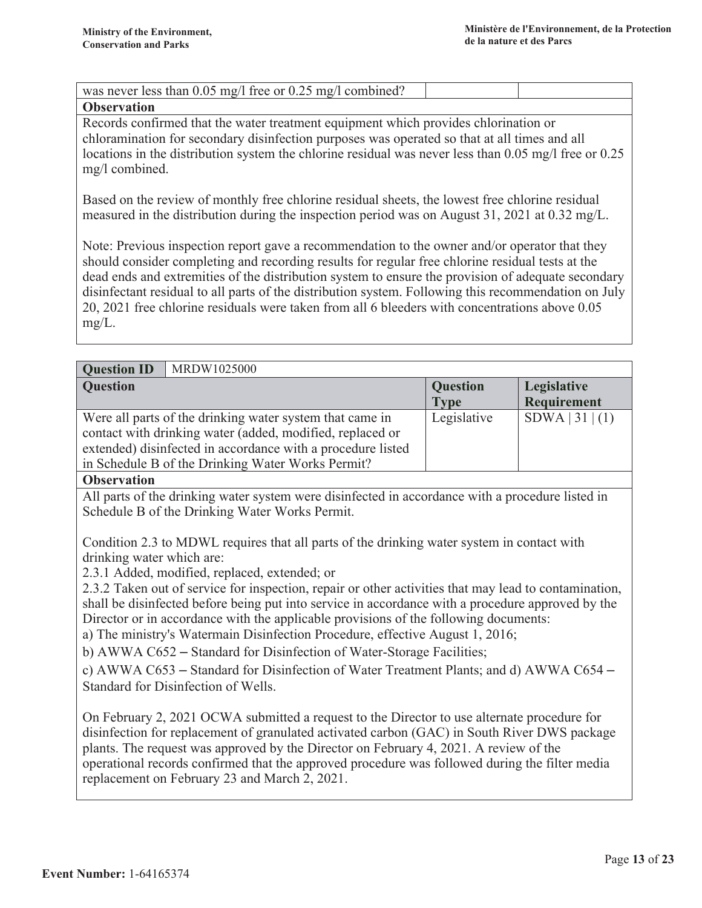| was never less than 0.05 mg/l free or 0.25 mg/l combined? | | |
|---|---|---|

**Observation**

Records confirmed that the water treatment equipment which provides chlorination or chloramination for secondary disinfection purposes was operated so that at all times and all locations in the distribution system the chlorine residual was never less than 0.05 mg/l free or 0.25 mg/l combined.

Based on the review of monthly free chlorine residual sheets, the lowest free chlorine residual measured in the distribution during the inspection period was on August 31, 2021 at 0.32 mg/L.

Note: Previous inspection report gave a recommendation to the owner and/or operator that they should consider completing and recording results for regular free chlorine residual tests at the dead ends and extremities of the distribution system to ensure the provision of adequate secondary disinfectant residual to all parts of the distribution system. Following this recommendation on July 20, 2021 free chlorine residuals were taken from all 6 bleeders with concentrations above 0.05 mg/L.

| **Question ID** | MRDW1025000 | | |
|---|---|---|---|
| **Question** | | **Question Type** | **Legislative Requirement** |
| Were all parts of the drinking water system that came in contact with drinking water (added, modified, replaced or extended) disinfected in accordance with a procedure listed in Schedule B of the Drinking Water Works Permit? | | Legislative | SDWA \| 31 \| (1) |

**Observation**

All parts of the drinking water system were disinfected in accordance with a procedure listed in Schedule B of the Drinking Water Works Permit.

Condition 2.3 to MDWL requires that all parts of the drinking water system in contact with drinking water which are:
2.3.1 Added, modified, replaced, extended; or
2.3.2 Taken out of service for inspection, repair or other activities that may lead to contamination, shall be disinfected before being put into service in accordance with a procedure approved by the Director or in accordance with the applicable provisions of the following documents:
a) The ministry's Watermain Disinfection Procedure, effective August 1, 2016;
b) AWWA C652 – Standard for Disinfection of Water-Storage Facilities;
c) AWWA C653 – Standard for Disinfection of Water Treatment Plants; and d) AWWA C654 – Standard for Disinfection of Wells.

On February 2, 2021 OCWA submitted a request to the Director to use alternate procedure for disinfection for replacement of granulated activated carbon (GAC) in South River DWS package plants. The request was approved by the Director on February 4, 2021. A review of the operational records confirmed that the approved procedure was followed during the filter media replacement on February 23 and March 2, 2021.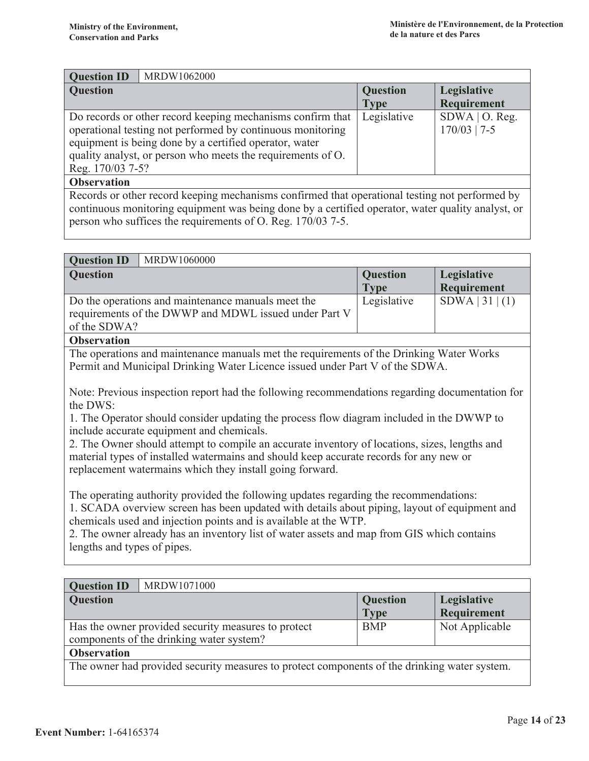| Question ID | MRDW1062000 | |
|---|---|---|
| **Question** | **Question Type** | **Legislative Requirement** |
| Do records or other record keeping mechanisms confirm that operational testing not performed by continuous monitoring equipment is being done by a certified operator, water quality analyst, or person who meets the requirements of O. Reg. 170/03 7-5? | Legislative | SDWA \| O. Reg. 170/03 \| 7-5 |
| **Observation** | | |
| Records or other record keeping mechanisms confirmed that operational testing not performed by continuous monitoring equipment was being done by a certified operator, water quality analyst, or person who suffices the requirements of O. Reg. 170/03 7-5. | | |

| Question ID | MRDW1060000 | |
|---|---|---|
| **Question** | **Question Type** | **Legislative Requirement** |
| Do the operations and maintenance manuals meet the requirements of the DWWP and MDWL issued under Part V of the SDWA? | Legislative | SDWA \| 31 \| (1) |
| **Observation** | | |
| The operations and maintenance manuals met the requirements of the Drinking Water Works Permit and Municipal Drinking Water Licence issued under Part V of the SDWA.<br><br>Note: Previous inspection report had the following recommendations regarding documentation for the DWS:<br>1. The Operator should consider updating the process flow diagram included in the DWWP to include accurate equipment and chemicals.<br>2. The Owner should attempt to compile an accurate inventory of locations, sizes, lengths and material types of installed watermains and should keep accurate records for any new or replacement watermains which they install going forward.<br><br>The operating authority provided the following updates regarding the recommendations:<br>1. SCADA overview screen has been updated with details about piping, layout of equipment and chemicals used and injection points and is available at the WTP.<br>2. The owner already has an inventory list of water assets and map from GIS which contains lengths and types of pipes. | | |

| Question ID | MRDW1071000 | |
|---|---|---|
| **Question** | **Question Type** | **Legislative Requirement** |
| Has the owner provided security measures to protect components of the drinking water system? | BMP | Not Applicable |
| **Observation** | | |
| The owner had provided security measures to protect components of the drinking water system. | | |

**Event Number:** 1-64165374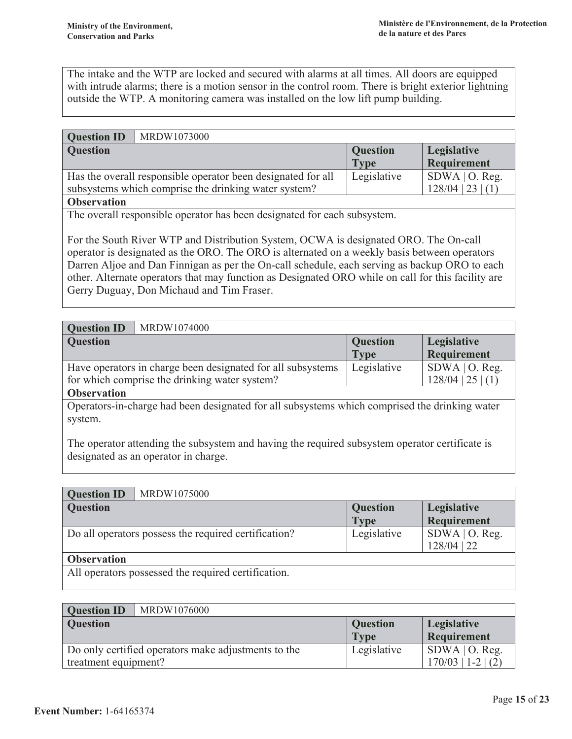The intake and the WTP are locked and secured with alarms at all times. All doors are equipped with intrude alarms; there is a motion sensor in the control room. There is bright exterior lightning outside the WTP. A monitoring camera was installed on the low lift pump building.

| **Question ID** | MRDW1073000 | | |
|---|---|---|---|
| **Question** | | **Question Type** | **Legislative Requirement** |
| Has the overall responsible operator been designated for all subsystems which comprise the drinking water system? | | Legislative | SDWA \| O. Reg. 128/04 \| 23 \| (1) |
| **Observation** | | | |
| The overall responsible operator has been designated for each subsystem.<br><br>For the South River WTP and Distribution System, OCWA is designated ORO. The On-call operator is designated as the ORO. The ORO is alternated on a weekly basis between operators Darren Aljoe and Dan Finnigan as per the On-call schedule, each serving as backup ORO to each other. Alternate operators that may function as Designated ORO while on call for this facility are Gerry Duguay, Don Michaud and Tim Fraser. | | | |

| **Question ID** | MRDW1074000 | | |
|---|---|---|---|
| **Question** | | **Question Type** | **Legislative Requirement** |
| Have operators in charge been designated for all subsystems for which comprise the drinking water system? | | Legislative | SDWA \| O. Reg. 128/04 \| 25 \| (1) |
| **Observation** | | | |
| Operators-in-charge had been designated for all subsystems which comprised the drinking water system.<br><br>The operator attending the subsystem and having the required subsystem operator certificate is designated as an operator in charge. | | | |

| **Question ID** | MRDW1075000 | | |
|---|---|---|---|
| **Question** | | **Question Type** | **Legislative Requirement** |
| Do all operators possess the required certification? | | Legislative | SDWA \| O. Reg. 128/04 \| 22 |
| **Observation** | | | |
| All operators possessed the required certification. | | | |

| **Question ID** | MRDW1076000 | | |
|---|---|---|---|
| **Question** | | **Question Type** | **Legislative Requirement** |
| Do only certified operators make adjustments to the treatment equipment? | | Legislative | SDWA \| O. Reg. 170/03 \| 1-2 \| (2) |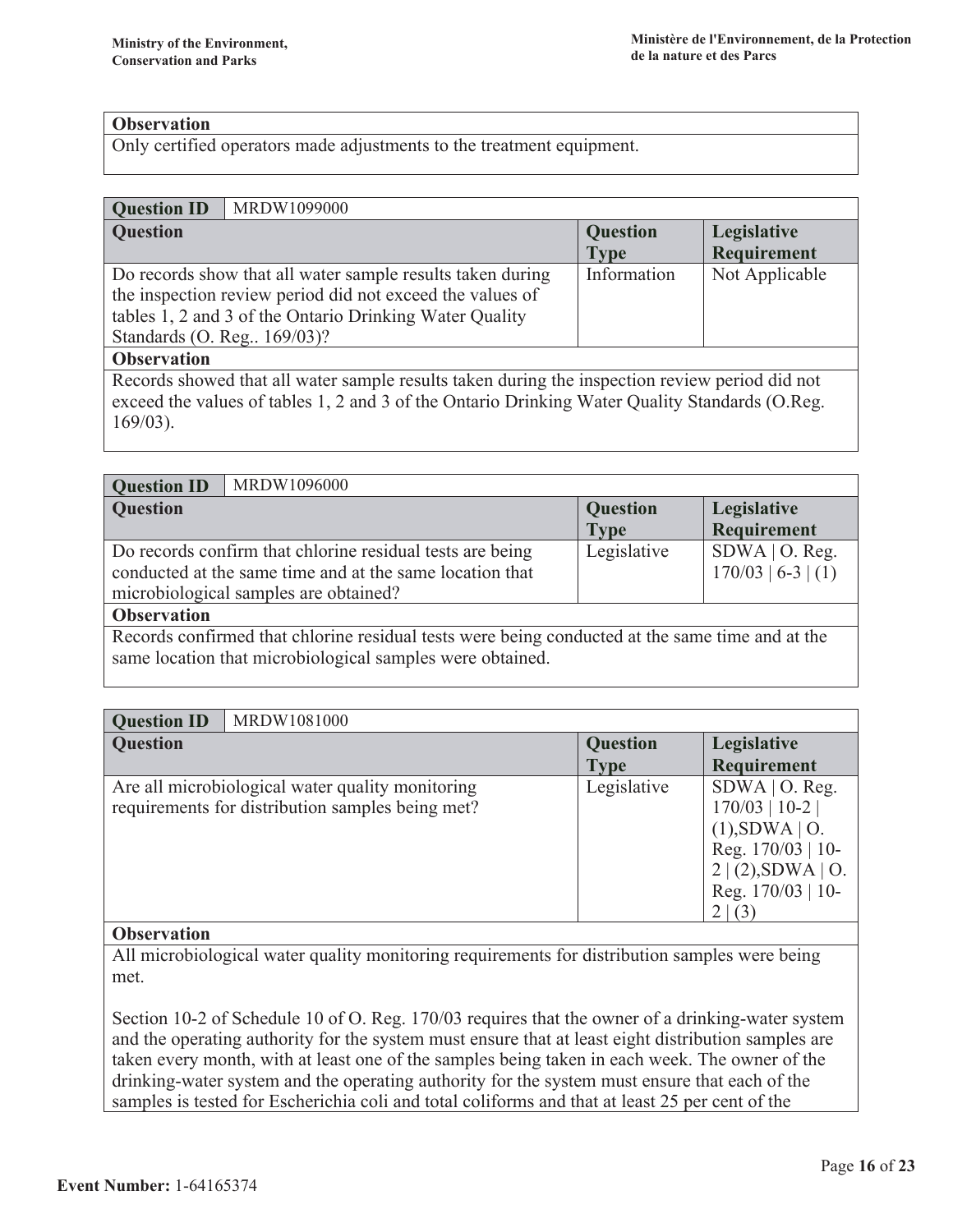| Observation |
|---|
| Only certified operators made adjustments to the treatment equipment. |

| Question ID | MRDW1099000 | |
|---|---|---|
| **Question** | **Question Type** | **Legislative Requirement** |
| Do records show that all water sample results taken during the inspection review period did not exceed the values of tables 1, 2 and 3 of the Ontario Drinking Water Quality Standards (O. Reg.. 169/03)? | Information | Not Applicable |
| **Observation** | | |
| Records showed that all water sample results taken during the inspection review period did not exceed the values of tables 1, 2 and 3 of the Ontario Drinking Water Quality Standards (O.Reg. 169/03). | | |

| Question ID | MRDW1096000 | |
|---|---|---|
| **Question** | **Question Type** | **Legislative Requirement** |
| Do records confirm that chlorine residual tests are being conducted at the same time and at the same location that microbiological samples are obtained? | Legislative | SDWA \| O. Reg. 170/03 \| 6-3 \| (1) |
| **Observation** | | |
| Records confirmed that chlorine residual tests were being conducted at the same time and at the same location that microbiological samples were obtained. | | |

| Question ID | MRDW1081000 | |
|---|---|---|
| **Question** | **Question Type** | **Legislative Requirement** |
| Are all microbiological water quality monitoring requirements for distribution samples being met? | Legislative | SDWA \| O. Reg. 170/03 \| 10-2 \| (1),SDWA \| O. Reg. 170/03 \| 10-2 \| (2),SDWA \| O. Reg. 170/03 \| 10-2 \| (3) |
| **Observation** | | |
| All microbiological water quality monitoring requirements for distribution samples were being met.<br><br>Section 10-2 of Schedule 10 of O. Reg. 170/03 requires that the owner of a drinking-water system and the operating authority for the system must ensure that at least eight distribution samples are taken every month, with at least one of the samples being taken in each week. The owner of the drinking-water system and the operating authority for the system must ensure that each of the samples is tested for Escherichia coli and total coliforms and that at least 25 per cent of the | | |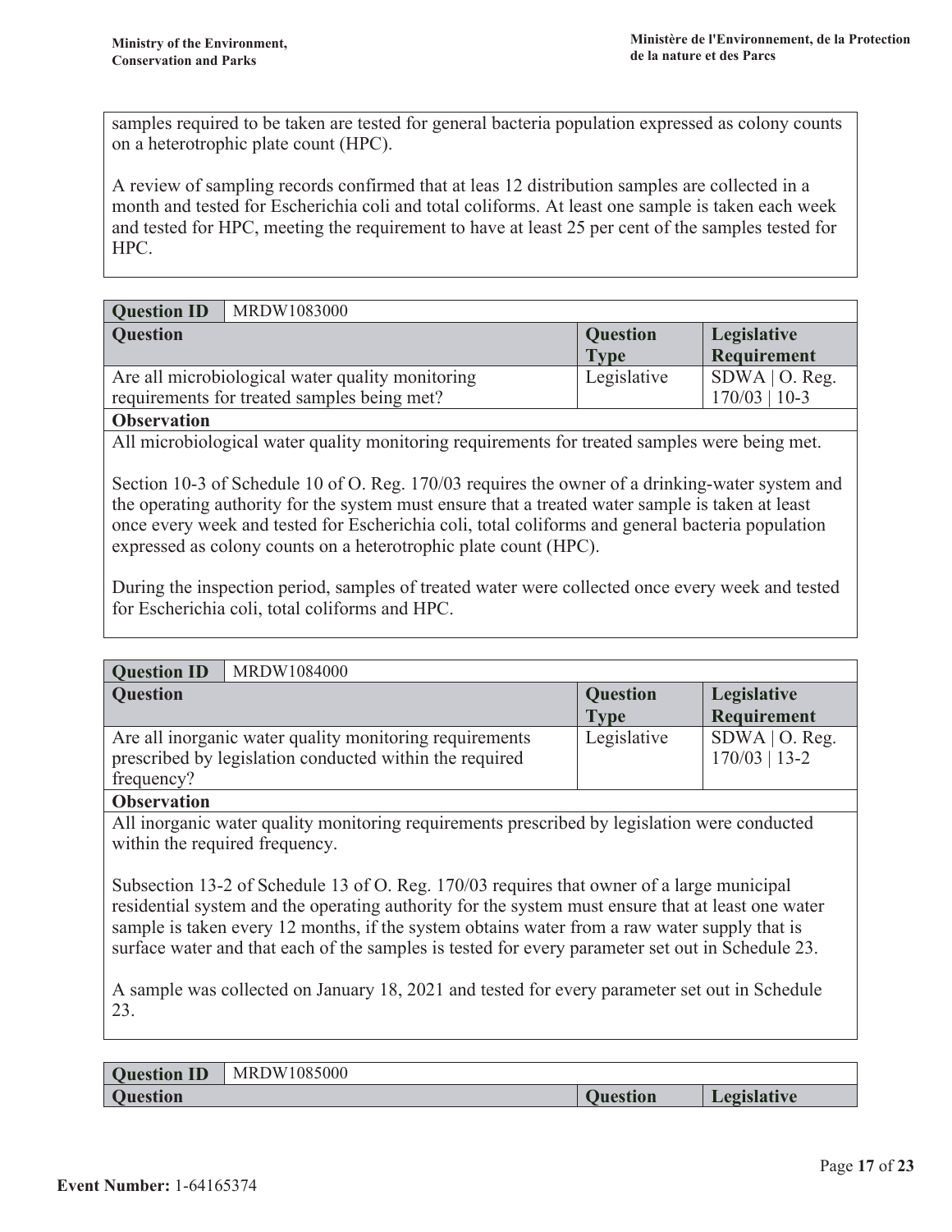samples required to be taken are tested for general bacteria population expressed as colony counts on a heterotrophic plate count (HPC).

A review of sampling records confirmed that at leas 12 distribution samples are collected in a month and tested for Escherichia coli and total coliforms. At least one sample is taken each week and tested for HPC, meeting the requirement to have at least 25 per cent of the samples tested for HPC.

| **Question ID** | MRDW1083000 | | |
|---|---|---|---|
| **Question** | | **Question Type** | **Legislative Requirement** |
| Are all microbiological water quality monitoring requirements for treated samples being met? | | Legislative | SDWA \| O. Reg. 170/03 \| 10-3 |

**Observation**

All microbiological water quality monitoring requirements for treated samples were being met.

Section 10-3 of Schedule 10 of O. Reg. 170/03 requires the owner of a drinking-water system and the operating authority for the system must ensure that a treated water sample is taken at least once every week and tested for Escherichia coli, total coliforms and general bacteria population expressed as colony counts on a heterotrophic plate count (HPC).

During the inspection period, samples of treated water were collected once every week and tested for Escherichia coli, total coliforms and HPC.

| **Question ID** | MRDW1084000 | | |
|---|---|---|---|
| **Question** | | **Question Type** | **Legislative Requirement** |
| Are all inorganic water quality monitoring requirements prescribed by legislation conducted within the required frequency? | | Legislative | SDWA \| O. Reg. 170/03 \| 13-2 |

**Observation**

All inorganic water quality monitoring requirements prescribed by legislation were conducted within the required frequency.

Subsection 13-2 of Schedule 13 of O. Reg. 170/03 requires that owner of a large municipal residential system and the operating authority for the system must ensure that at least one water sample is taken every 12 months, if the system obtains water from a raw water supply that is surface water and that each of the samples is tested for every parameter set out in Schedule 23.

A sample was collected on January 18, 2021 and tested for every parameter set out in Schedule 23.

| **Question ID** | MRDW1085000 | | |
|---|---|---|---|
| **Question** | | **Question** | **Legislative** |

**Event Number:** 1-64165374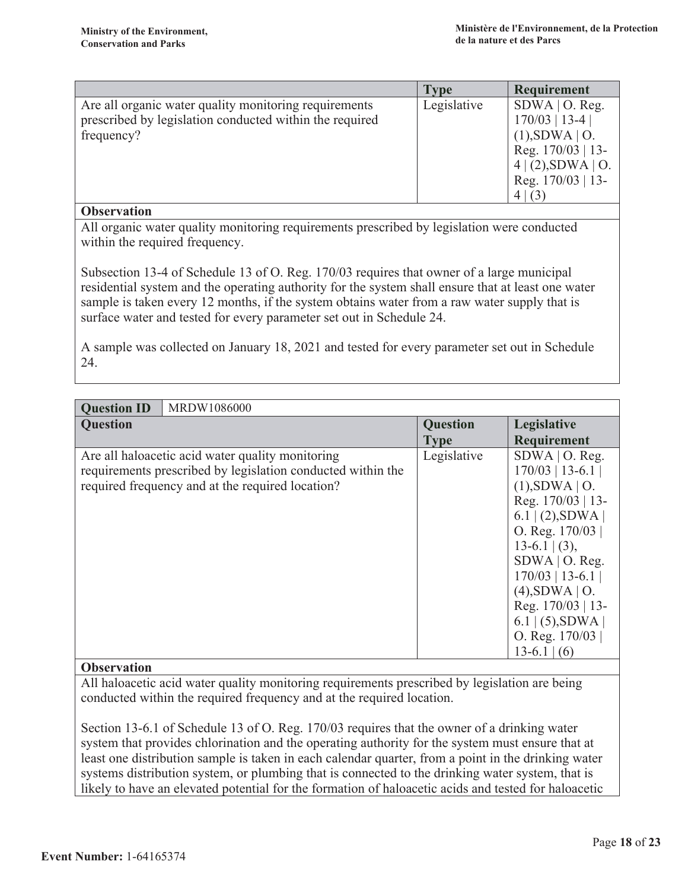| | Type | Requirement |
|---|---|---|
| Are all organic water quality monitoring requirements prescribed by legislation conducted within the required frequency? | Legislative | SDWA \| O. Reg. 170/03 \| 13-4 \| (1),SDWA \| O. Reg. 170/03 \| 13-4 \| (2),SDWA \| O. Reg. 170/03 \| 13-4 \| (3) |

**Observation**

All organic water quality monitoring requirements prescribed by legislation were conducted within the required frequency.

Subsection 13-4 of Schedule 13 of O. Reg. 170/03 requires that owner of a large municipal residential system and the operating authority for the system shall ensure that at least one water sample is taken every 12 months, if the system obtains water from a raw water supply that is surface water and tested for every parameter set out in Schedule 24.

A sample was collected on January 18, 2021 and tested for every parameter set out in Schedule 24.

| Question ID | MRDW1086000 | |
|---|---|---|
| **Question** | **Question Type** | **Legislative Requirement** |
| Are all haloacetic acid water quality monitoring requirements prescribed by legislation conducted within the required frequency and at the required location? | Legislative | SDWA \| O. Reg. 170/03 \| 13-6.1 \| (1),SDWA \| O. Reg. 170/03 \| 13-6.1 \| (2),SDWA \| O. Reg. 170/03 \| 13-6.1 \| (3), SDWA \| O. Reg. 170/03 \| 13-6.1 \| (4),SDWA \| O. Reg. 170/03 \| 13-6.1 \| (5),SDWA \| O. Reg. 170/03 \| 13-6.1 \| (6) |

**Observation**

All haloacetic acid water quality monitoring requirements prescribed by legislation are being conducted within the required frequency and at the required location.

Section 13-6.1 of Schedule 13 of O. Reg. 170/03 requires that the owner of a drinking water system that provides chlorination and the operating authority for the system must ensure that at least one distribution sample is taken in each calendar quarter, from a point in the drinking water systems distribution system, or plumbing that is connected to the drinking water system, that is likely to have an elevated potential for the formation of haloacetic acids and tested for haloacetic

**Event Number:** 1-64165374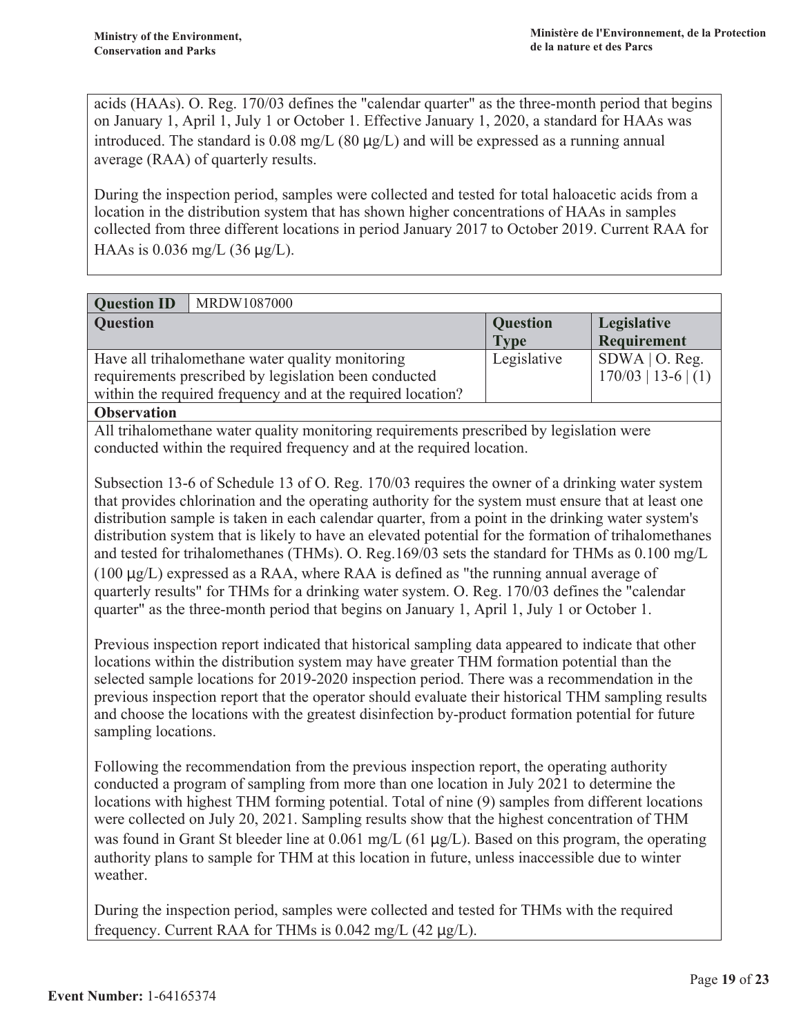acids (HAAs). O. Reg. 170/03 defines the "calendar quarter" as the three-month period that begins on January 1, April 1, July 1 or October 1. Effective January 1, 2020, a standard for HAAs was introduced. The standard is 0.08 mg/L (80 µg/L) and will be expressed as a running annual average (RAA) of quarterly results.

During the inspection period, samples were collected and tested for total haloacetic acids from a location in the distribution system that has shown higher concentrations of HAAs in samples collected from three different locations in period January 2017 to October 2019. Current RAA for HAAs is 0.036 mg/L (36 µg/L).

| **Question ID** | MRDW1087000 | | |
|---|---|---|---|
| **Question** | | **Question Type** | **Legislative Requirement** |
| Have all trihalomethane water quality monitoring requirements prescribed by legislation been conducted within the required frequency and at the required location? | | Legislative | SDWA \| O. Reg. 170/03 \| 13-6 \| (1) |

**Observation**

All trihalomethane water quality monitoring requirements prescribed by legislation were conducted within the required frequency and at the required location.

Subsection 13-6 of Schedule 13 of O. Reg. 170/03 requires the owner of a drinking water system that provides chlorination and the operating authority for the system must ensure that at least one distribution sample is taken in each calendar quarter, from a point in the drinking water system's distribution system that is likely to have an elevated potential for the formation of trihalomethanes and tested for trihalomethanes (THMs). O. Reg.169/03 sets the standard for THMs as 0.100 mg/L (100 µg/L) expressed as a RAA, where RAA is defined as "the running annual average of quarterly results" for THMs for a drinking water system. O. Reg. 170/03 defines the "calendar quarter" as the three-month period that begins on January 1, April 1, July 1 or October 1.

Previous inspection report indicated that historical sampling data appeared to indicate that other locations within the distribution system may have greater THM formation potential than the selected sample locations for 2019-2020 inspection period. There was a recommendation in the previous inspection report that the operator should evaluate their historical THM sampling results and choose the locations with the greatest disinfection by-product formation potential for future sampling locations.

Following the recommendation from the previous inspection report, the operating authority conducted a program of sampling from more than one location in July 2021 to determine the locations with highest THM forming potential. Total of nine (9) samples from different locations were collected on July 20, 2021. Sampling results show that the highest concentration of THM was found in Grant St bleeder line at 0.061 mg/L (61 µg/L). Based on this program, the operating authority plans to sample for THM at this location in future, unless inaccessible due to winter weather.

During the inspection period, samples were collected and tested for THMs with the required frequency. Current RAA for THMs is 0.042 mg/L (42 µg/L).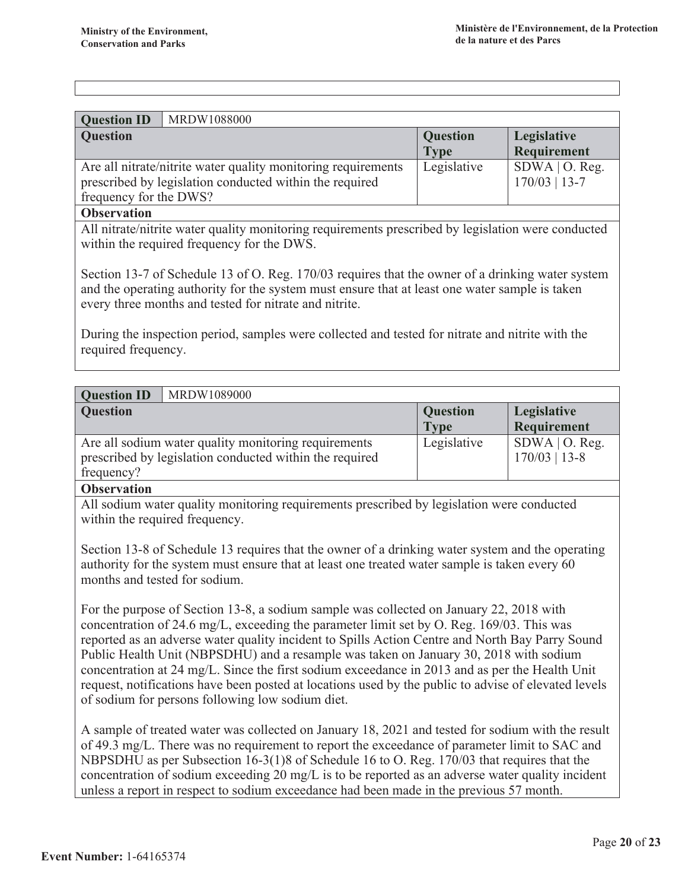| Question ID | MRDW1088000 | | |
|---|---|---|---|
| **Question** | | **Question Type** | **Legislative Requirement** |
| Are all nitrate/nitrite water quality monitoring requirements prescribed by legislation conducted within the required frequency for the DWS? | | Legislative | SDWA \| O. Reg. 170/03 \| 13-7 |

**Observation**

All nitrate/nitrite water quality monitoring requirements prescribed by legislation were conducted within the required frequency for the DWS.

Section 13-7 of Schedule 13 of O. Reg. 170/03 requires that the owner of a drinking water system and the operating authority for the system must ensure that at least one water sample is taken every three months and tested for nitrate and nitrite.

During the inspection period, samples were collected and tested for nitrate and nitrite with the required frequency.

| Question ID | MRDW1089000 | | |
|---|---|---|---|
| **Question** | | **Question Type** | **Legislative Requirement** |
| Are all sodium water quality monitoring requirements prescribed by legislation conducted within the required frequency? | | Legislative | SDWA \| O. Reg. 170/03 \| 13-8 |

**Observation**

All sodium water quality monitoring requirements prescribed by legislation were conducted within the required frequency.

Section 13-8 of Schedule 13 requires that the owner of a drinking water system and the operating authority for the system must ensure that at least one treated water sample is taken every 60 months and tested for sodium.

For the purpose of Section 13-8, a sodium sample was collected on January 22, 2018 with concentration of 24.6 mg/L, exceeding the parameter limit set by O. Reg. 169/03. This was reported as an adverse water quality incident to Spills Action Centre and North Bay Parry Sound Public Health Unit (NBPSDHU) and a resample was taken on January 30, 2018 with sodium concentration at 24 mg/L. Since the first sodium exceedance in 2013 and as per the Health Unit request, notifications have been posted at locations used by the public to advise of elevated levels of sodium for persons following low sodium diet.

A sample of treated water was collected on January 18, 2021 and tested for sodium with the result of 49.3 mg/L. There was no requirement to report the exceedance of parameter limit to SAC and NBPSDHU as per Subsection 16-3(1)8 of Schedule 16 to O. Reg. 170/03 that requires that the concentration of sodium exceeding 20 mg/L is to be reported as an adverse water quality incident unless a report in respect to sodium exceedance had been made in the previous 57 month.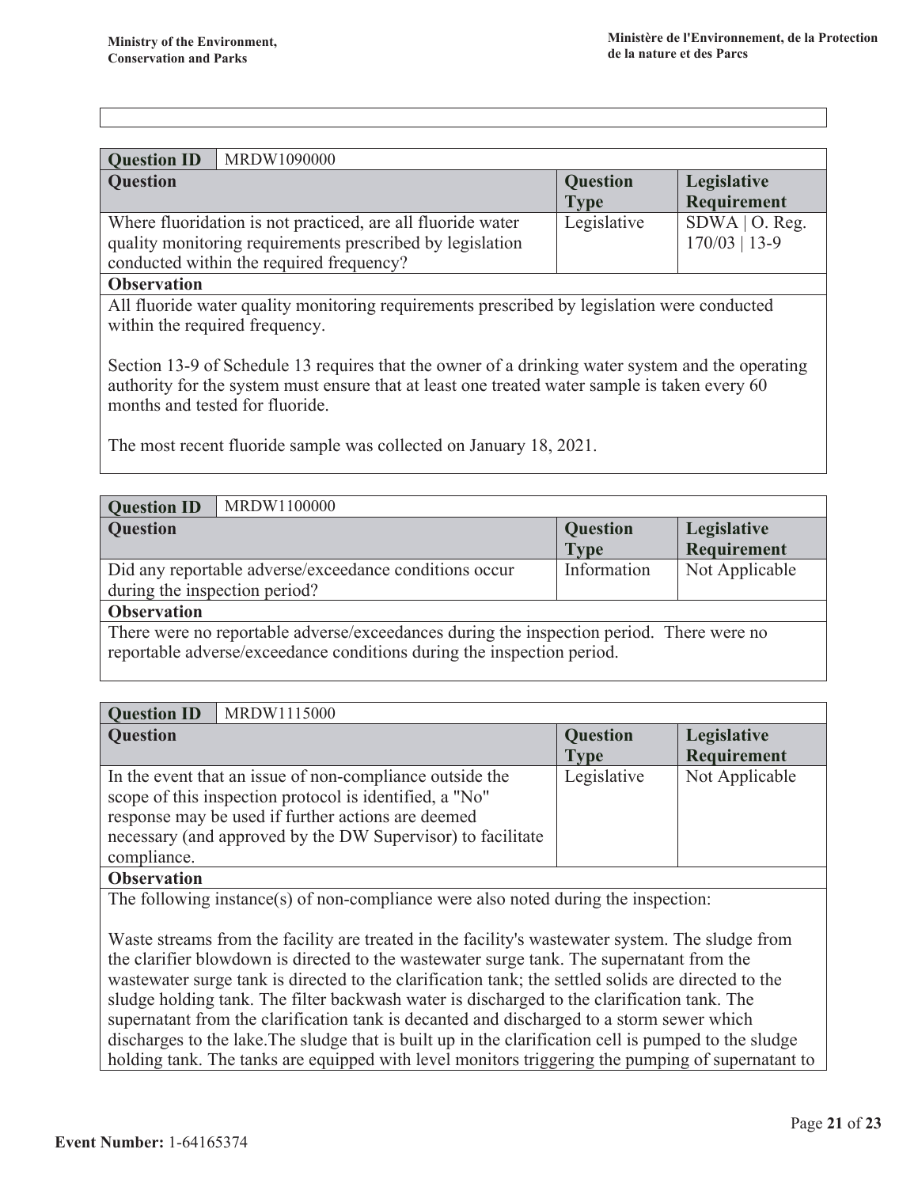| Question ID | MRDW1090000 | | |
|---|---|---|---|
| **Question** | | **Question Type** | **Legislative Requirement** |
| Where fluoridation is not practiced, are all fluoride water quality monitoring requirements prescribed by legislation conducted within the required frequency? | | Legislative | SDWA \| O. Reg. 170/03 \| 13-9 |

**Observation**

All fluoride water quality monitoring requirements prescribed by legislation were conducted within the required frequency.

Section 13-9 of Schedule 13 requires that the owner of a drinking water system and the operating authority for the system must ensure that at least one treated water sample is taken every 60 months and tested for fluoride.

The most recent fluoride sample was collected on January 18, 2021.

| Question ID | MRDW1100000 | | |
|---|---|---|---|
| **Question** | | **Question Type** | **Legislative Requirement** |
| Did any reportable adverse/exceedance conditions occur during the inspection period? | | Information | Not Applicable |

**Observation**

There were no reportable adverse/exceedances during the inspection period. There were no reportable adverse/exceedance conditions during the inspection period.

| Question ID | MRDW1115000 | | |
|---|---|---|---|
| **Question** | | **Question Type** | **Legislative Requirement** |
| In the event that an issue of non-compliance outside the scope of this inspection protocol is identified, a "No" response may be used if further actions are deemed necessary (and approved by the DW Supervisor) to facilitate compliance. | | Legislative | Not Applicable |

**Observation**

The following instance(s) of non-compliance were also noted during the inspection:

Waste streams from the facility are treated in the facility's wastewater system. The sludge from the clarifier blowdown is directed to the wastewater surge tank. The supernatant from the wastewater surge tank is directed to the clarification tank; the settled solids are directed to the sludge holding tank. The filter backwash water is discharged to the clarification tank. The supernatant from the clarification tank is decanted and discharged to a storm sewer which discharges to the lake.The sludge that is built up in the clarification cell is pumped to the sludge holding tank. The tanks are equipped with level monitors triggering the pumping of supernatant to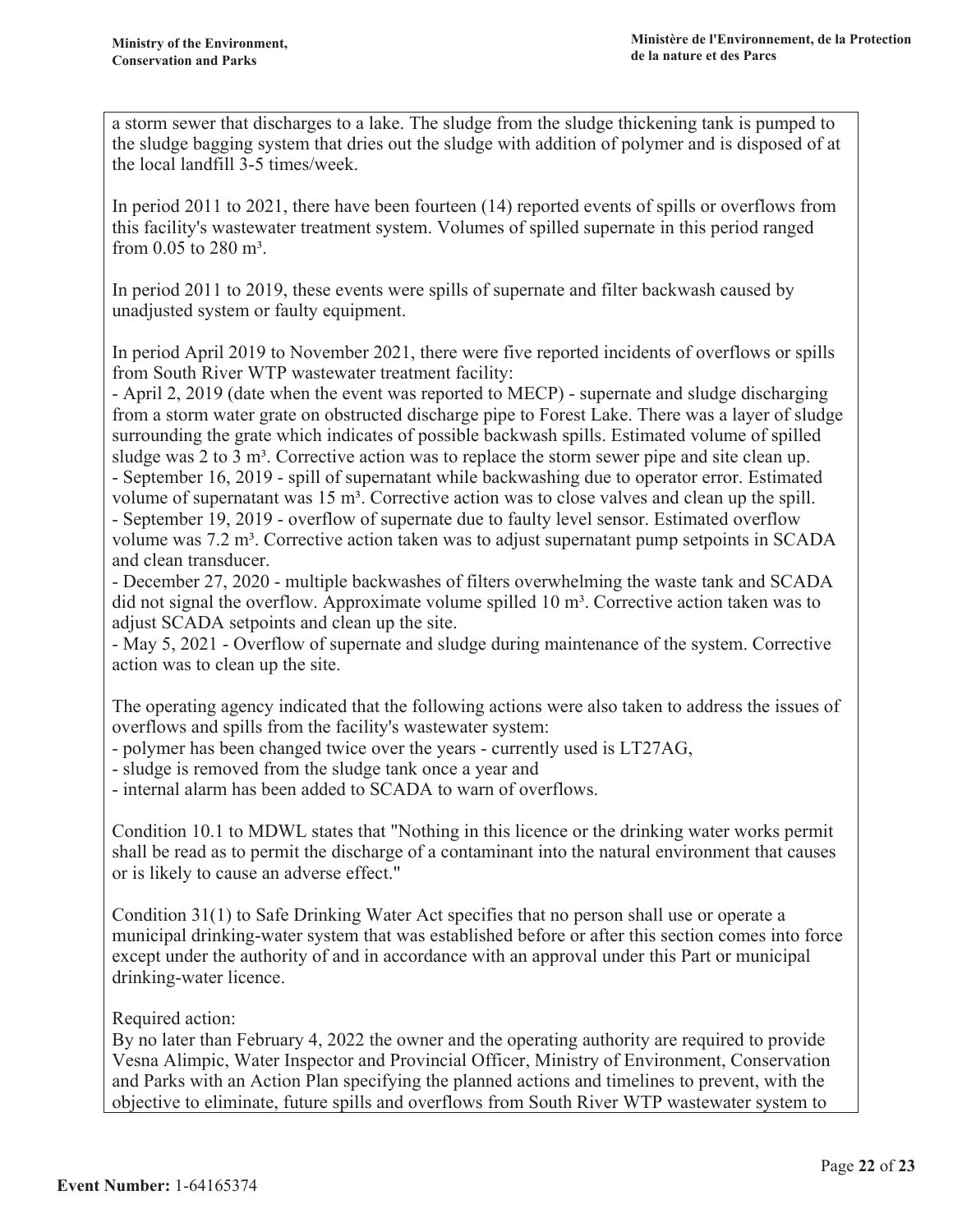a storm sewer that discharges to a lake. The sludge from the sludge thickening tank is pumped to the sludge bagging system that dries out the sludge with addition of polymer and is disposed of at the local landfill 3-5 times/week.

In period 2011 to 2021, there have been fourteen (14) reported events of spills or overflows from this facility's wastewater treatment system. Volumes of spilled supernate in this period ranged from 0.05 to 280 m³.

In period 2011 to 2019, these events were spills of supernate and filter backwash caused by unadjusted system or faulty equipment.

In period April 2019 to November 2021, there were five reported incidents of overflows or spills from South River WTP wastewater treatment facility:
- April 2, 2019 (date when the event was reported to MECP) - supernate and sludge discharging from a storm water grate on obstructed discharge pipe to Forest Lake. There was a layer of sludge surrounding the grate which indicates of possible backwash spills. Estimated volume of spilled sludge was 2 to 3 m³. Corrective action was to replace the storm sewer pipe and site clean up.
- September 16, 2019 - spill of supernatant while backwashing due to operator error. Estimated volume of supernatant was 15 m³. Corrective action was to close valves and clean up the spill.
- September 19, 2019 - overflow of supernate due to faulty level sensor. Estimated overflow volume was 7.2 m³. Corrective action taken was to adjust supernatant pump setpoints in SCADA and clean transducer.
- December 27, 2020 - multiple backwashes of filters overwhelming the waste tank and SCADA did not signal the overflow. Approximate volume spilled 10 m³. Corrective action taken was to adjust SCADA setpoints and clean up the site.
- May 5, 2021 - Overflow of supernate and sludge during maintenance of the system. Corrective action was to clean up the site.

The operating agency indicated that the following actions were also taken to address the issues of overflows and spills from the facility's wastewater system:
- polymer has been changed twice over the years - currently used is LT27AG,
- sludge is removed from the sludge tank once a year and
- internal alarm has been added to SCADA to warn of overflows.

Condition 10.1 to MDWL states that "Nothing in this licence or the drinking water works permit shall be read as to permit the discharge of a contaminant into the natural environment that causes or is likely to cause an adverse effect."

Condition 31(1) to Safe Drinking Water Act specifies that no person shall use or operate a municipal drinking-water system that was established before or after this section comes into force except under the authority of and in accordance with an approval under this Part or municipal drinking-water licence.

Required action:
By no later than February 4, 2022 the owner and the operating authority are required to provide Vesna Alimpic, Water Inspector and Provincial Officer, Ministry of Environment, Conservation and Parks with an Action Plan specifying the planned actions and timelines to prevent, with the objective to eliminate, future spills and overflows from South River WTP wastewater system to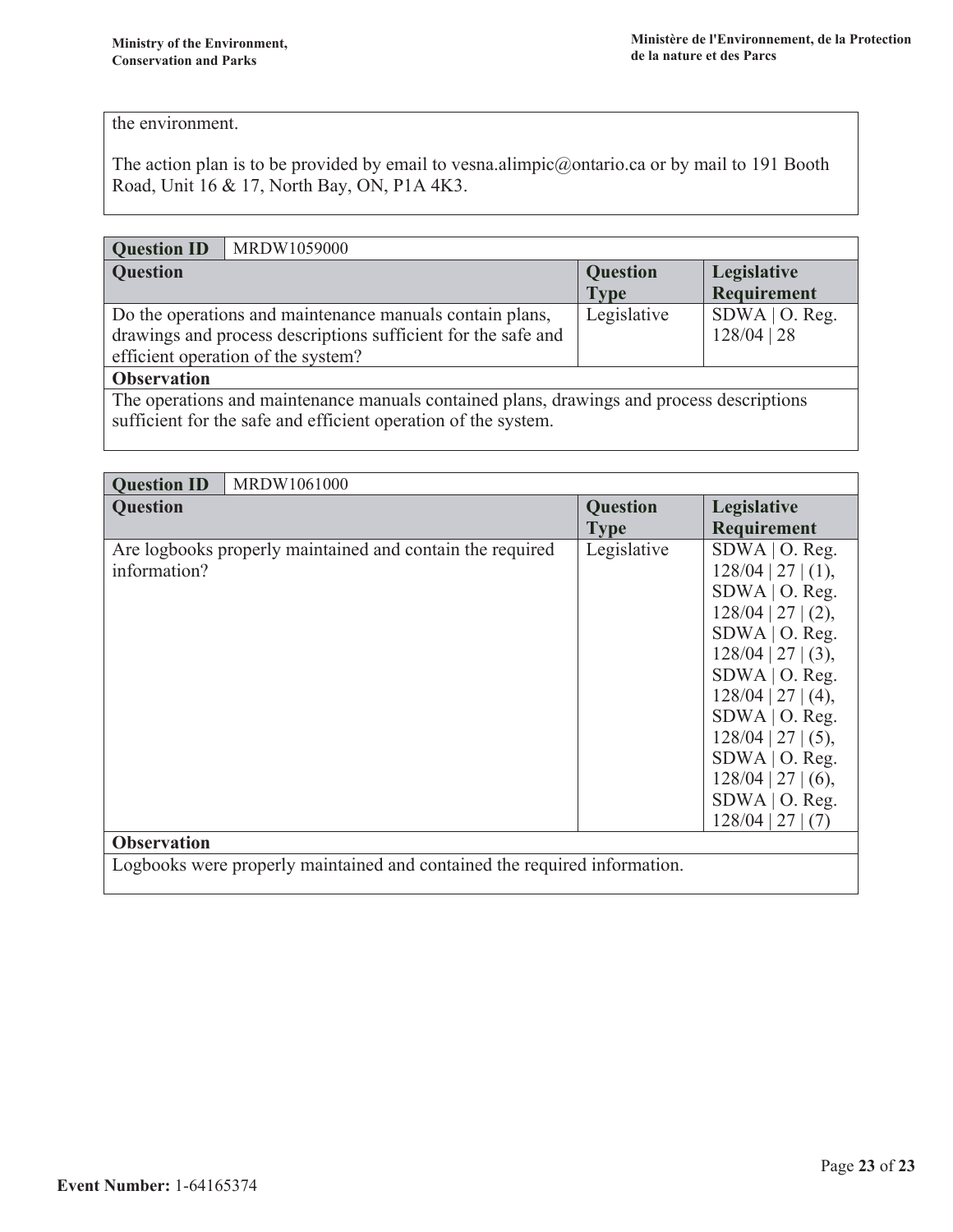the environment.

The action plan is to be provided by email to vesna.alimpic@ontario.ca or by mail to 191 Booth Road, Unit 16 & 17, North Bay, ON, P1A 4K3.

| **Question ID** | MRDW1059000 | | |
|---|---|---|---|
| **Question** | | **Question Type** | **Legislative Requirement** |
| Do the operations and maintenance manuals contain plans, drawings and process descriptions sufficient for the safe and efficient operation of the system? | | Legislative | SDWA \| O. Reg. 128/04 \| 28 |
| **Observation** | | | |
| The operations and maintenance manuals contained plans, drawings and process descriptions sufficient for the safe and efficient operation of the system. | | | |

| **Question ID** | MRDW1061000 | | |
|---|---|---|---|
| **Question** | | **Question Type** | **Legislative Requirement** |
| Are logbooks properly maintained and contain the required information? | | Legislative | SDWA \| O. Reg. 128/04 \| 27 \| (1), SDWA \| O. Reg. 128/04 \| 27 \| (2), SDWA \| O. Reg. 128/04 \| 27 \| (3), SDWA \| O. Reg. 128/04 \| 27 \| (4), SDWA \| O. Reg. 128/04 \| 27 \| (5), SDWA \| O. Reg. 128/04 \| 27 \| (6), SDWA \| O. Reg. 128/04 \| 27 \| (7) |
| **Observation** | | | |
| Logbooks were properly maintained and contained the required information. | | | |

**Event Number:** 1-64165374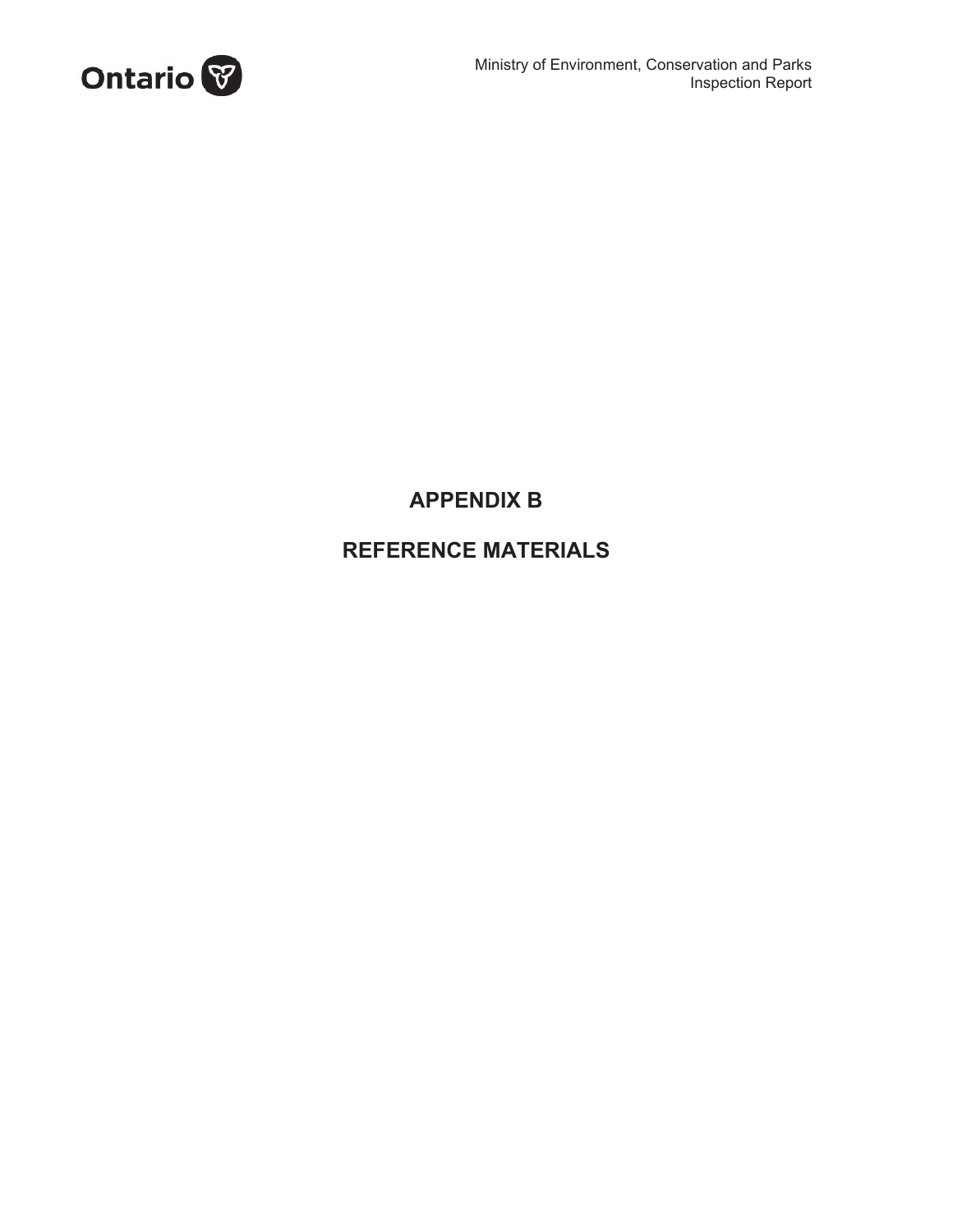# APPENDIX B

# REFERENCE MATERIALS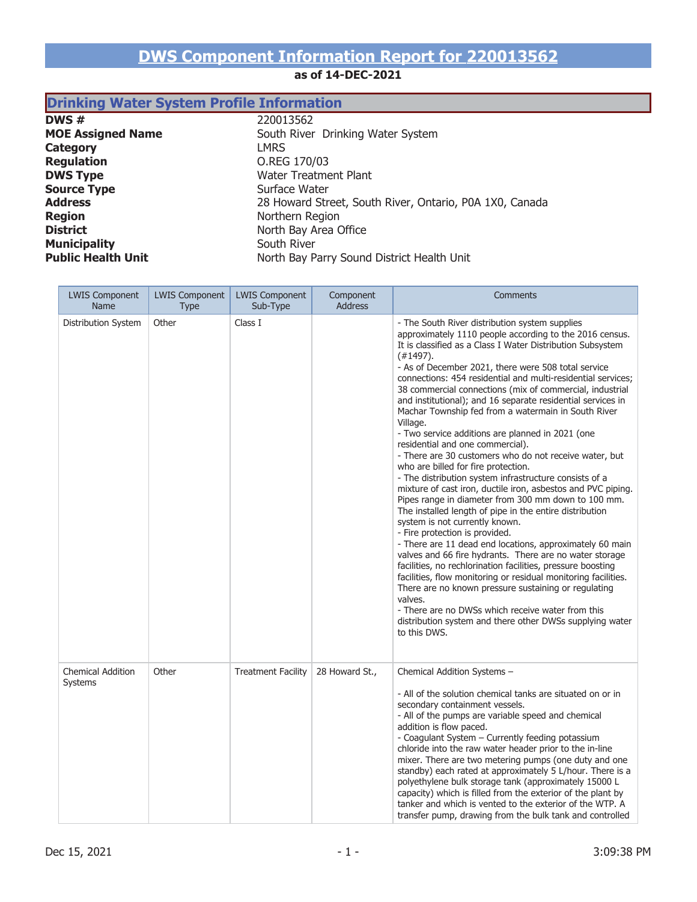# DWS Component Information Report for 220013562

**as of 14-DEC-2021**

## Drinking Water System Profile Information

| | |
|---|---|
| **DWS #** | 220013562 |
| **MOE Assigned Name** | South River  Drinking Water System |
| **Category** | LMRS |
| **Regulation** | O.REG 170/03 |
| **DWS Type** | Water Treatment Plant |
| **Source Type** | Surface Water |
| **Address** | 28 Howard Street, South River, Ontario, P0A 1X0, Canada |
| **Region** | Northern Region |
| **District** | North Bay Area Office |
| **Municipality** | South River |
| **Public Health Unit** | North Bay Parry Sound District Health Unit |

| LWIS Component Name | LWIS Component Type | LWIS Component Sub-Type | Component Address | Comments |
|---|---|---|---|---|
| Distribution System | Other | Class I | | - The South River distribution system supplies approximately 1110 people according to the 2016 census. It is classified as a Class I Water Distribution Subsystem (#1497).<br>- As of December 2021, there were 508 total service connections: 454 residential and multi-residential services; 38 commercial connections (mix of commercial, industrial and institutional); and 16 separate residential services in Machar Township fed from a watermain in South River Village.<br>- Two service additions are planned in 2021 (one residential and one commercial).<br>- There are 30 customers who do not receive water, but who are billed for fire protection.<br>- The distribution system infrastructure consists of a mixture of cast iron, ductile iron, asbestos and PVC piping. Pipes range in diameter from 300 mm down to 100 mm. The installed length of pipe in the entire distribution system is not currently known.<br>- Fire protection is provided.<br>- There are 11 dead end locations, approximately 60 main valves and 66 fire hydrants. There are no water storage facilities, no rechlorination facilities, pressure boosting facilities, flow monitoring or residual monitoring facilities. There are no known pressure sustaining or regulating valves.<br>- There are no DWSs which receive water from this distribution system and there other DWSs supplying water to this DWS. |
| Chemical Addition Systems | Other | Treatment Facility | 28 Howard St., | Chemical Addition Systems –<br><br>- All of the solution chemical tanks are situated on or in secondary containment vessels.<br>- All of the pumps are variable speed and chemical addition is flow paced.<br>- Coagulant System – Currently feeding potassium chloride into the raw water header prior to the in-line mixer. There are two metering pumps (one duty and one standby) each rated at approximately 5 L/hour. There is a polyethylene bulk storage tank (approximately 15000 L capacity) which is filled from the exterior of the plant by tanker and which is vented to the exterior of the WTP. A transfer pump, drawing from the bulk tank and controlled |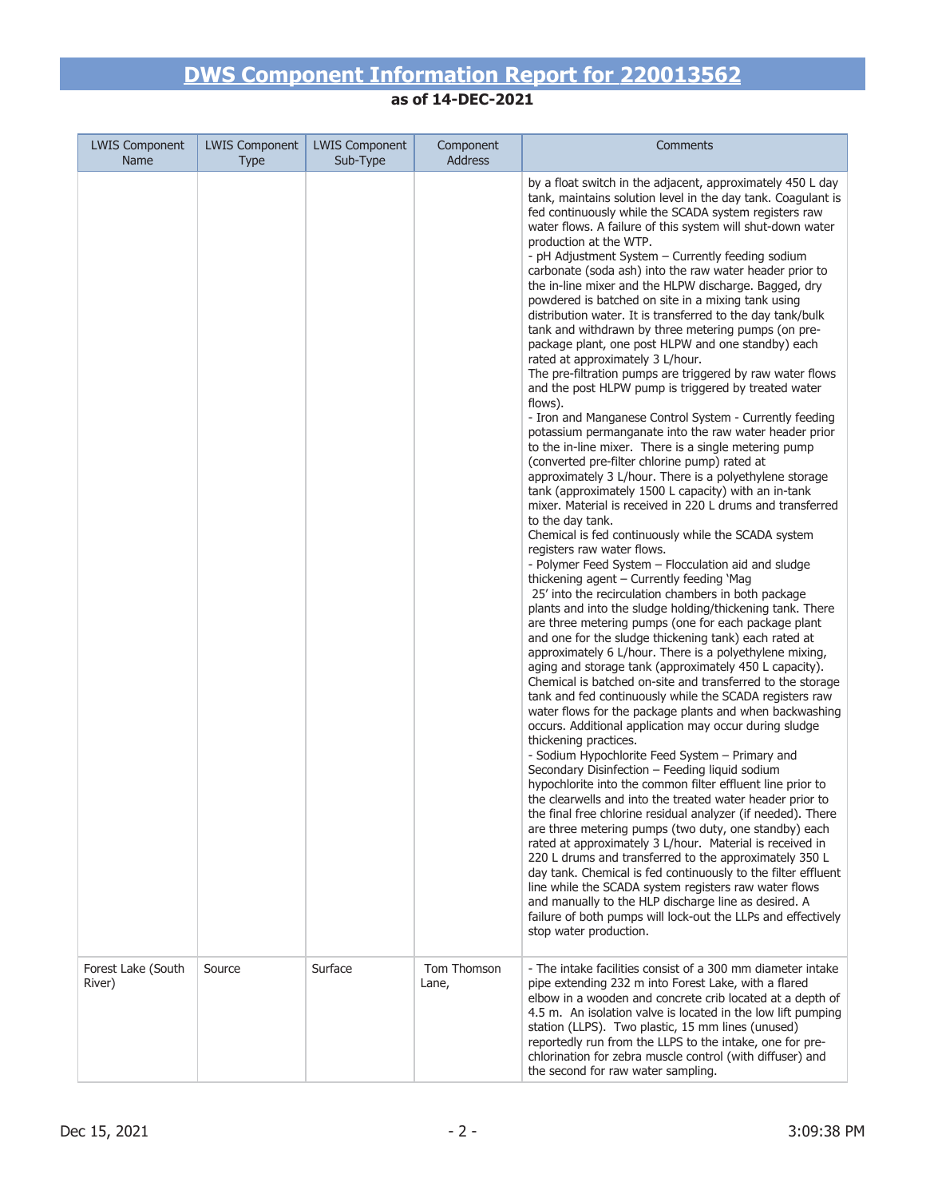# DWS Component Information Report for 220013562

**as of 14-DEC-2021**

| LWIS Component Name | LWIS Component Type | LWIS Component Sub-Type | Component Address | Comments |
|---|---|---|---|---|
| | | | | by a float switch in the adjacent, approximately 450 L day tank, maintains solution level in the day tank. Coagulant is fed continuously while the SCADA system registers raw water flows. A failure of this system will shut-down water production at the WTP.<br>- pH Adjustment System – Currently feeding sodium carbonate (soda ash) into the raw water header prior to the in-line mixer and the HLPW discharge. Bagged, dry powdered is batched on site in a mixing tank using distribution water. It is transferred to the day tank/bulk tank and withdrawn by three metering pumps (on pre-package plant, one post HLPW and one standby) each rated at approximately 3 L/hour.<br>The pre-filtration pumps are triggered by raw water flows and the post HLPW pump is triggered by treated water flows).<br>- Iron and Manganese Control System - Currently feeding potassium permanganate into the raw water header prior to the in-line mixer. There is a single metering pump (converted pre-filter chlorine pump) rated at approximately 3 L/hour. There is a polyethylene storage tank (approximately 1500 L capacity) with an in-tank mixer. Material is received in 220 L drums and transferred to the day tank.<br>Chemical is fed continuously while the SCADA system registers raw water flows.<br>- Polymer Feed System – Flocculation aid and sludge thickening agent – Currently feeding 'Mag 25' into the recirculation chambers in both package plants and into the sludge holding/thickening tank. There are three metering pumps (one for each package plant and one for the sludge thickening tank) each rated at approximately 6 L/hour. There is a polyethylene mixing, aging and storage tank (approximately 450 L capacity). Chemical is batched on-site and transferred to the storage tank and fed continuously while the SCADA registers raw water flows for the package plants and when backwashing occurs. Additional application may occur during sludge thickening practices.<br>- Sodium Hypochlorite Feed System – Primary and Secondary Disinfection – Feeding liquid sodium hypochlorite into the common filter effluent line prior to the clearwells and into the treated water header prior to the final free chlorine residual analyzer (if needed). There are three metering pumps (two duty, one standby) each rated at approximately 3 L/hour. Material is received in 220 L drums and transferred to the approximately 350 L day tank. Chemical is fed continuously to the filter effluent line while the SCADA system registers raw water flows and manually to the HLP discharge line as desired. A failure of both pumps will lock-out the LLPs and effectively stop water production. |
| Forest Lake (South River) | Source | Surface | Tom Thomson Lane, | - The intake facilities consist of a 300 mm diameter intake pipe extending 232 m into Forest Lake, with a flared elbow in a wooden and concrete crib located at a depth of 4.5 m. An isolation valve is located in the low lift pumping station (LLPS). Two plastic, 15 mm lines (unused) reportedly run from the LLPS to the intake, one for pre-chlorination for zebra muscle control (with diffuser) and the second for raw water sampling. |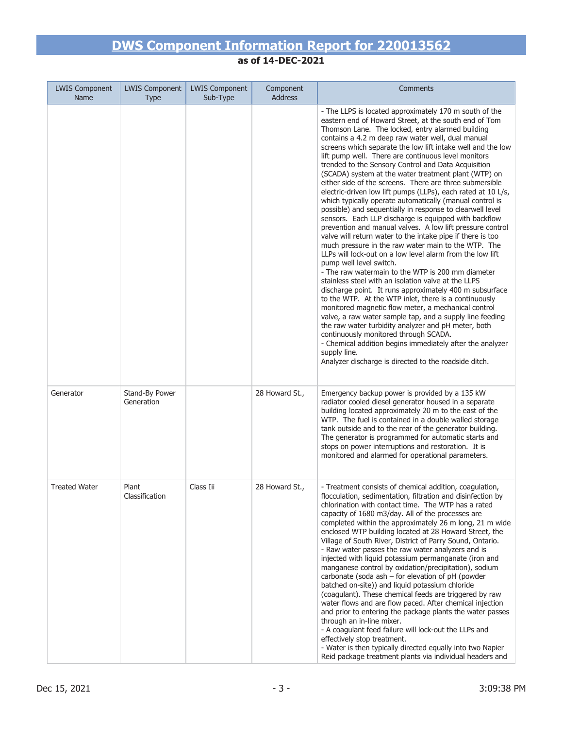# DWS Component Information Report for 220013562

**as of 14-DEC-2021**

| LWIS Component Name | LWIS Component Type | LWIS Component Sub-Type | Component Address | Comments |
|---|---|---|---|---|
| | | | | - The LLPS is located approximately 170 m south of the eastern end of Howard Street, at the south end of Tom Thomson Lane. The locked, entry alarmed building contains a 4.2 m deep raw water well, dual manual screens which separate the low lift intake well and the low lift pump well. There are continuous level monitors trended to the Sensory Control and Data Acquisition (SCADA) system at the water treatment plant (WTP) on either side of the screens. There are three submersible electric-driven low lift pumps (LLPs), each rated at 10 L/s, which typically operate automatically (manual control is possible) and sequentially in response to clearwell level sensors. Each LLP discharge is equipped with backflow prevention and manual valves. A low lift pressure control valve will return water to the intake pipe if there is too much pressure in the raw water main to the WTP. The LLPs will lock-out on a low level alarm from the low lift pump well level switch.<br>- The raw watermain to the WTP is 200 mm diameter stainless steel with an isolation valve at the LLPS discharge point. It runs approximately 400 m subsurface to the WTP. At the WTP inlet, there is a continuously monitored magnetic flow meter, a mechanical control valve, a raw water sample tap, and a supply line feeding the raw water turbidity analyzer and pH meter, both continuously monitored through SCADA.<br>- Chemical addition begins immediately after the analyzer supply line.<br>Analyzer discharge is directed to the roadside ditch. |
| Generator | Stand-By Power Generation | | 28 Howard St., | Emergency backup power is provided by a 135 kW radiator cooled diesel generator housed in a separate building located approximately 20 m to the east of the WTP. The fuel is contained in a double walled storage tank outside and to the rear of the generator building. The generator is programmed for automatic starts and stops on power interruptions and restoration. It is monitored and alarmed for operational parameters. |
| Treated Water | Plant Classification | Class Iii | 28 Howard St., | - Treatment consists of chemical addition, coagulation, flocculation, sedimentation, filtration and disinfection by chlorination with contact time. The WTP has a rated capacity of 1680 m3/day. All of the processes are completed within the approximately 26 m long, 21 m wide enclosed WTP building located at 28 Howard Street, the Village of South River, District of Parry Sound, Ontario.<br>- Raw water passes the raw water analyzers and is injected with liquid potassium permanganate (iron and manganese control by oxidation/precipitation), sodium carbonate (soda ash – for elevation of pH (powder batched on-site)) and liquid potassium chloride (coagulant). These chemical feeds are triggered by raw water flows and are flow paced. After chemical injection and prior to entering the package plants the water passes through an in-line mixer.<br>- A coagulant feed failure will lock-out the LLPs and effectively stop treatment.<br>- Water is then typically directed equally into two Napier Reid package treatment plants via individual headers and |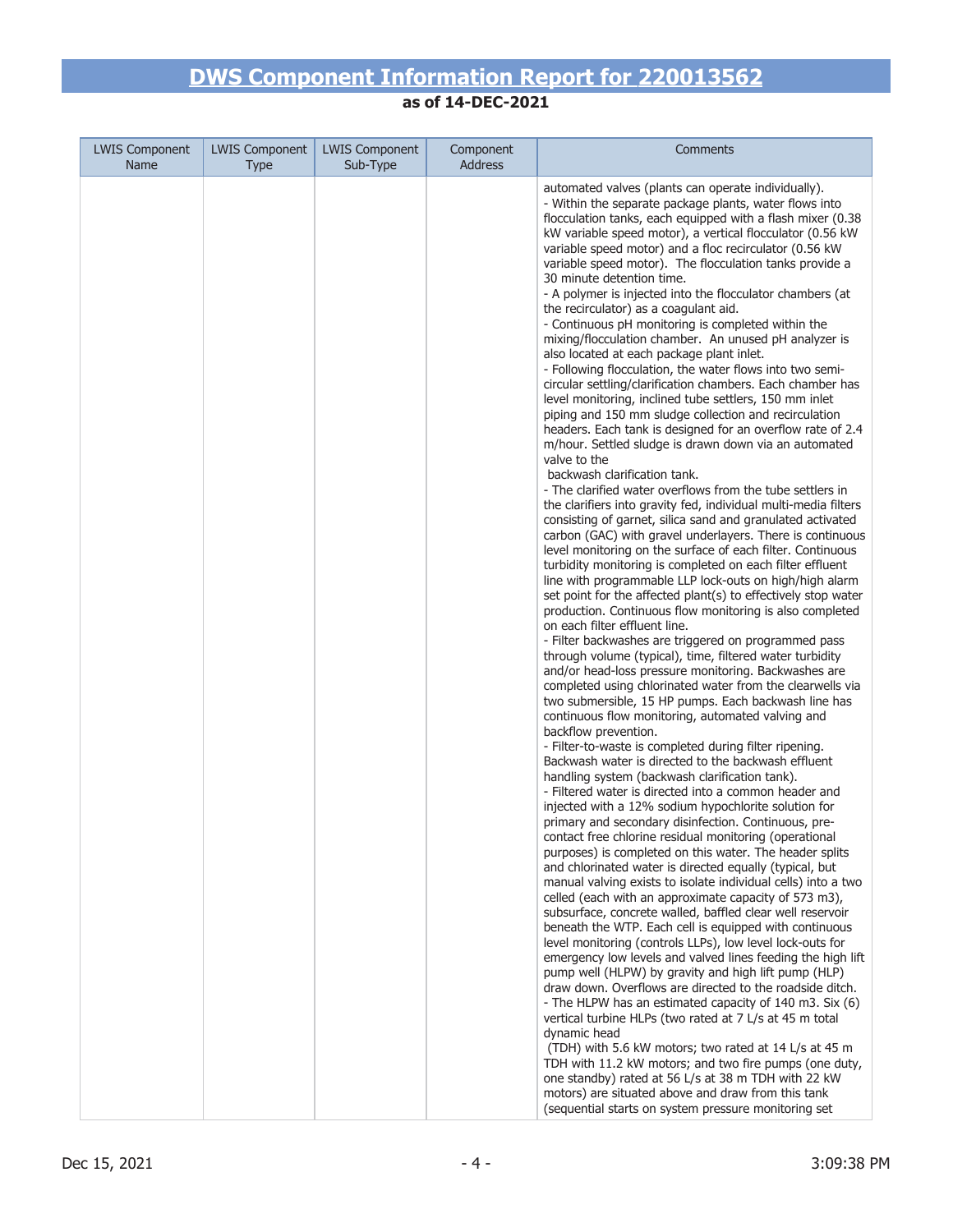# DWS Component Information Report for 220013562

**as of 14-DEC-2021**

| LWIS Component Name | LWIS Component Type | LWIS Component Sub-Type | Component Address | Comments |
|---|---|---|---|---|
| | | | | automated valves (plants can operate individually).<br>- Within the separate package plants, water flows into flocculation tanks, each equipped with a flash mixer (0.38 kW variable speed motor), a vertical flocculator (0.56 kW variable speed motor) and a floc recirculator (0.56 kW variable speed motor). The flocculation tanks provide a 30 minute detention time.<br>- A polymer is injected into the flocculator chambers (at the recirculator) as a coagulant aid.<br>- Continuous pH monitoring is completed within the mixing/flocculation chamber. An unused pH analyzer is also located at each package plant inlet.<br>- Following flocculation, the water flows into two semi-circular settling/clarification chambers. Each chamber has level monitoring, inclined tube settlers, 150 mm inlet piping and 150 mm sludge collection and recirculation headers. Each tank is designed for an overflow rate of 2.4 m/hour. Settled sludge is drawn down via an automated valve to the backwash clarification tank.<br>- The clarified water overflows from the tube settlers in the clarifiers into gravity fed, individual multi-media filters consisting of garnet, silica sand and granulated activated carbon (GAC) with gravel underlayers. There is continuous level monitoring on the surface of each filter. Continuous turbidity monitoring is completed on each filter effluent line with programmable LLP lock-outs on high/high alarm set point for the affected plant(s) to effectively stop water production. Continuous flow monitoring is also completed on each filter effluent line.<br>- Filter backwashes are triggered on programmed pass through volume (typical), time, filtered water turbidity and/or head-loss pressure monitoring. Backwashes are completed using chlorinated water from the clearwells via two submersible, 15 HP pumps. Each backwash line has continuous flow monitoring, automated valving and backflow prevention.<br>- Filter-to-waste is completed during filter ripening. Backwash water is directed to the backwash effluent handling system (backwash clarification tank).<br>- Filtered water is directed into a common header and injected with a 12% sodium hypochlorite solution for primary and secondary disinfection. Continuous, pre-contact free chlorine residual monitoring (operational purposes) is completed on this water. The header splits and chlorinated water is directed equally (typical, but manual valving exists to isolate individual cells) into a two celled (each with an approximate capacity of 573 m3), subsurface, concrete walled, baffled clear well reservoir beneath the WTP. Each cell is equipped with continuous level monitoring (controls LLPs), low level lock-outs for emergency low levels and valved lines feeding the high lift pump well (HLPW) by gravity and high lift pump (HLP) draw down. Overflows are directed to the roadside ditch.<br>- The HLPW has an estimated capacity of 140 m3. Six (6) vertical turbine HLPs (two rated at 7 L/s at 45 m total dynamic head (TDH) with 5.6 kW motors; two rated at 14 L/s at 45 m TDH with 11.2 kW motors; and two fire pumps (one duty, one standby) rated at 56 L/s at 38 m TDH with 22 kW motors) are situated above and draw from this tank (sequential starts on system pressure monitoring set |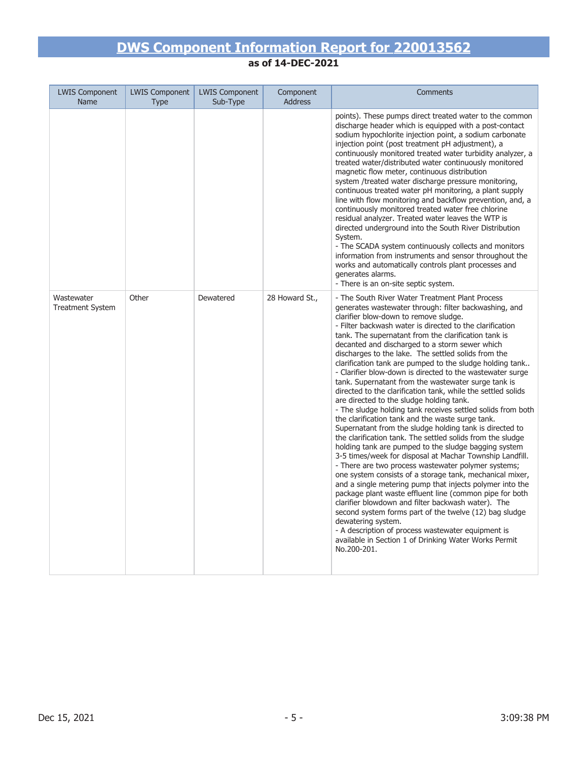# DWS Component Information Report for 220013562

**as of 14-DEC-2021**

| LWIS Component Name | LWIS Component Type | LWIS Component Sub-Type | Component Address | Comments |
|---|---|---|---|---|
| | | | | points). These pumps direct treated water to the common discharge header which is equipped with a post-contact sodium hypochlorite injection point, a sodium carbonate injection point (post treatment pH adjustment), a continuously monitored treated water turbidity analyzer, a treated water/distributed water continuously monitored magnetic flow meter, continuous distribution system /treated water discharge pressure monitoring, continuous treated water pH monitoring, a plant supply line with flow monitoring and backflow prevention, and, a continuously monitored treated water free chlorine residual analyzer. Treated water leaves the WTP is directed underground into the South River Distribution System.<br>- The SCADA system continuously collects and monitors information from instruments and sensor throughout the works and automatically controls plant processes and generates alarms.<br>- There is an on-site septic system. |
| Wastewater Treatment System | Other | Dewatered | 28 Howard St., | - The South River Water Treatment Plant Process generates wastewater through: filter backwashing, and clarifier blow-down to remove sludge.<br>- Filter backwash water is directed to the clarification tank. The supernatant from the clarification tank is decanted and discharged to a storm sewer which discharges to the lake. The settled solids from the clarification tank are pumped to the sludge holding tank..<br>- Clarifier blow-down is directed to the wastewater surge tank. Supernatant from the wastewater surge tank is directed to the clarification tank, while the settled solids are directed to the sludge holding tank.<br>- The sludge holding tank receives settled solids from both the clarification tank and the waste surge tank. Supernatant from the sludge holding tank is directed to the clarification tank. The settled solids from the sludge holding tank are pumped to the sludge bagging system 3-5 times/week for disposal at Machar Township Landfill.<br>- There are two process wastewater polymer systems; one system consists of a storage tank, mechanical mixer, and a single metering pump that injects polymer into the package plant waste effluent line (common pipe for both clarifier blowdown and filter backwash water). The second system forms part of the twelve (12) bag sludge dewatering system.<br>- A description of process wastewater equipment is available in Section 1 of Drinking Water Works Permit No.200-201. |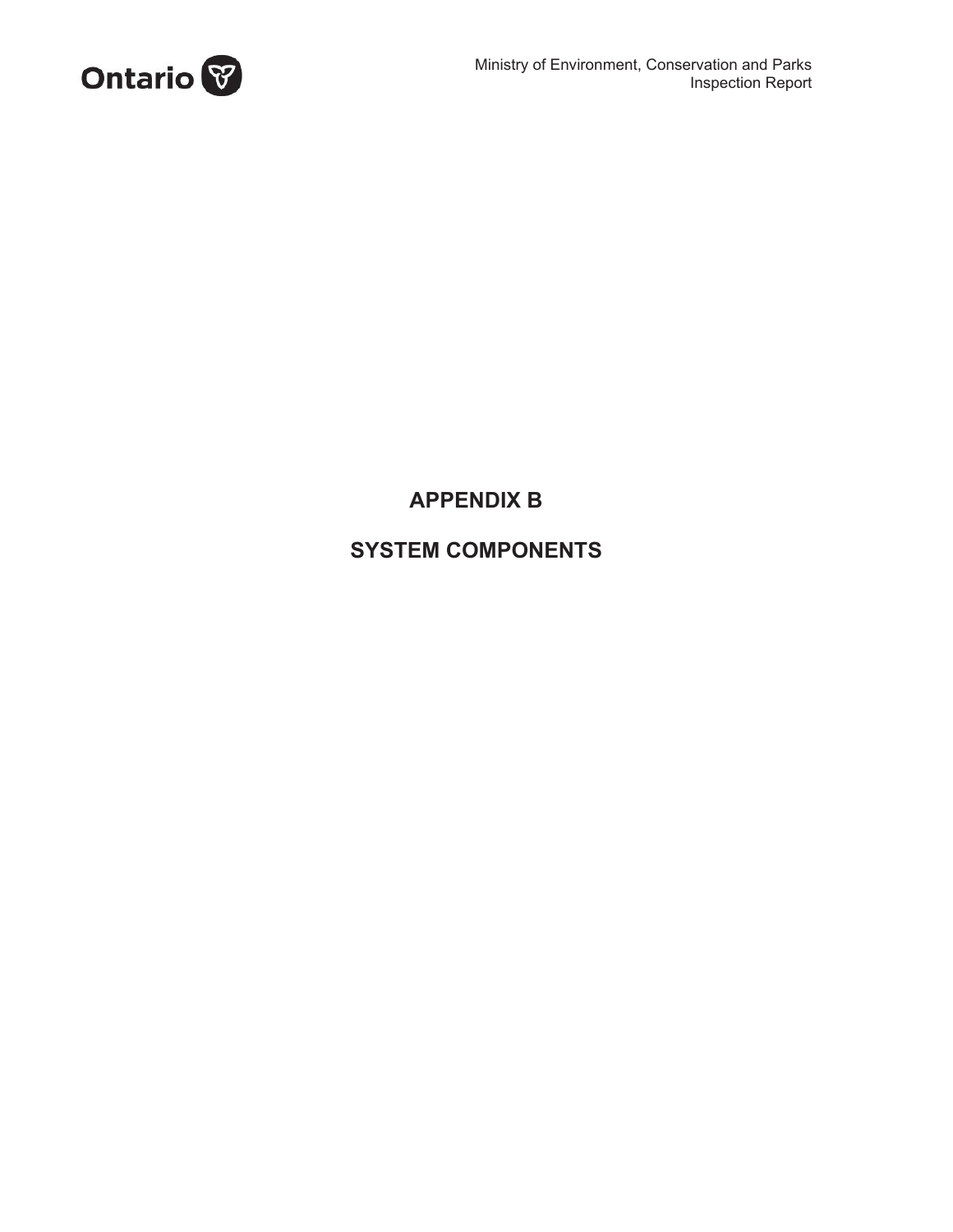# APPENDIX B

# SYSTEM COMPONENTS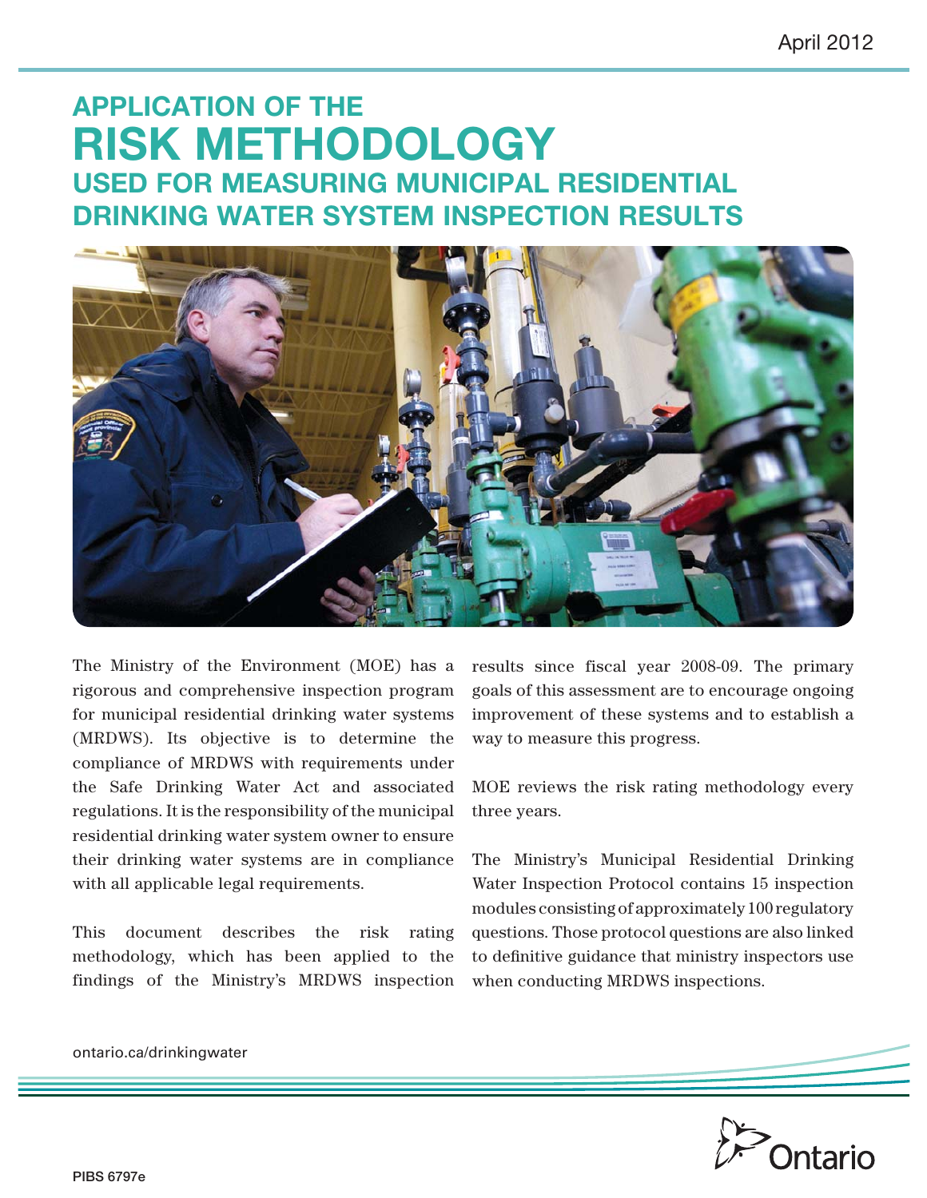April 2012

# APPLICATION OF THE RISK METHODOLOGY USED FOR MEASURING MUNICIPAL RESIDENTIAL DRINKING WATER SYSTEM INSPECTION RESULTS

The Ministry of the Environment (MOE) has a rigorous and comprehensive inspection program for municipal residential drinking water systems (MRDWS). Its objective is to determine the compliance of MRDWS with requirements under the Safe Drinking Water Act and associated regulations. It is the responsibility of the municipal residential drinking water system owner to ensure their drinking water systems are in compliance with all applicable legal requirements.

This document describes the risk rating methodology, which has been applied to the findings of the Ministry's MRDWS inspection results since fiscal year 2008-09. The primary goals of this assessment are to encourage ongoing improvement of these systems and to establish a way to measure this progress.

MOE reviews the risk rating methodology every three years.

The Ministry's Municipal Residential Drinking Water Inspection Protocol contains 15 inspection modules consisting of approximately 100 regulatory questions. Those protocol questions are also linked to definitive guidance that ministry inspectors use when conducting MRDWS inspections.

ontario.ca/drinkingwater

PIBS 6797e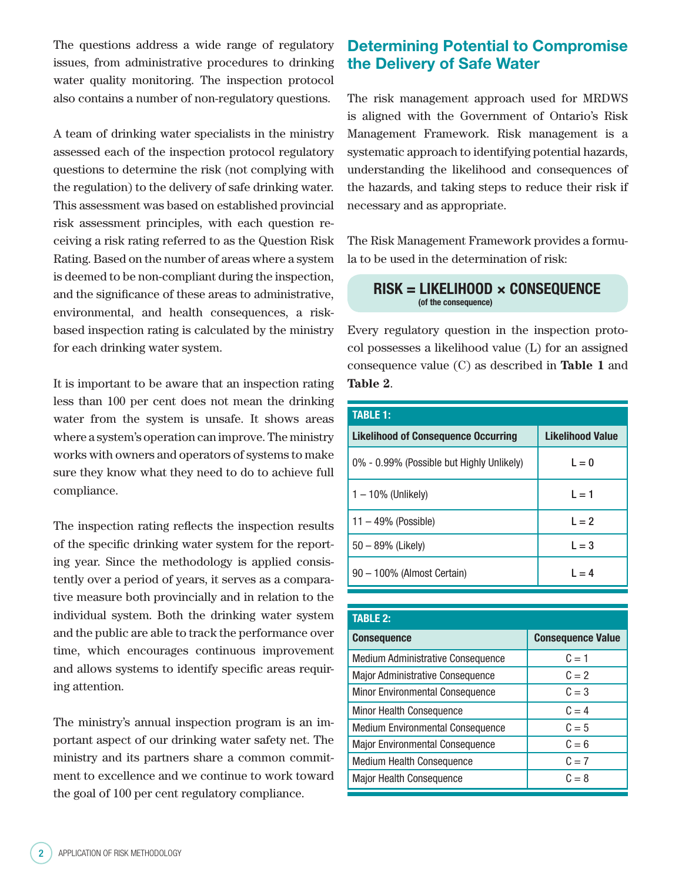The questions address a wide range of regulatory issues, from administrative procedures to drinking water quality monitoring. The inspection protocol also contains a number of non-regulatory questions.

A team of drinking water specialists in the ministry assessed each of the inspection protocol regulatory questions to determine the risk (not complying with the regulation) to the delivery of safe drinking water. This assessment was based on established provincial risk assessment principles, with each question receiving a risk rating referred to as the Question Risk Rating. Based on the number of areas where a system is deemed to be non-compliant during the inspection, and the significance of these areas to administrative, environmental, and health consequences, a risk-based inspection rating is calculated by the ministry for each drinking water system.

It is important to be aware that an inspection rating less than 100 per cent does not mean the drinking water from the system is unsafe. It shows areas where a system's operation can improve. The ministry works with owners and operators of systems to make sure they know what they need to do to achieve full compliance.

The inspection rating reflects the inspection results of the specific drinking water system for the reporting year. Since the methodology is applied consistently over a period of years, it serves as a comparative measure both provincially and in relation to the individual system. Both the drinking water system and the public are able to track the performance over time, which encourages continuous improvement and allows systems to identify specific areas requiring attention.

The ministry's annual inspection program is an important aspect of our drinking water safety net. The ministry and its partners share a common commitment to excellence and we continue to work toward the goal of 100 per cent regulatory compliance.

## Determining Potential to Compromise the Delivery of Safe Water

The risk management approach used for MRDWS is aligned with the Government of Ontario's Risk Management Framework. Risk management is a systematic approach to identifying potential hazards, understanding the likelihood and consequences of the hazards, and taking steps to reduce their risk if necessary and as appropriate.

The Risk Management Framework provides a formula to be used in the determination of risk:

**RISK = LIKELIHOOD × CONSEQUENCE**
(of the consequence)

Every regulatory question in the inspection protocol possesses a likelihood value (L) for an assigned consequence value (C) as described in **Table 1** and **Table 2**.

**TABLE 1:**

| Likelihood of Consequence Occurring | Likelihood Value |
|---|---|
| 0% - 0.99% (Possible but Highly Unlikely) | L = 0 |
| 1 – 10% (Unlikely) | L = 1 |
| 11 – 49% (Possible) | L = 2 |
| 50 – 89% (Likely) | L = 3 |
| 90 – 100% (Almost Certain) | L = 4 |

**TABLE 2:**

| Consequence | Consequence Value |
|---|---|
| Medium Administrative Consequence | C = 1 |
| Major Administrative Consequence | C = 2 |
| Minor Environmental Consequence | C = 3 |
| Minor Health Consequence | C = 4 |
| Medium Environmental Consequence | C = 5 |
| Major Environmental Consequence | C = 6 |
| Medium Health Consequence | C = 7 |
| Major Health Consequence | C = 8 |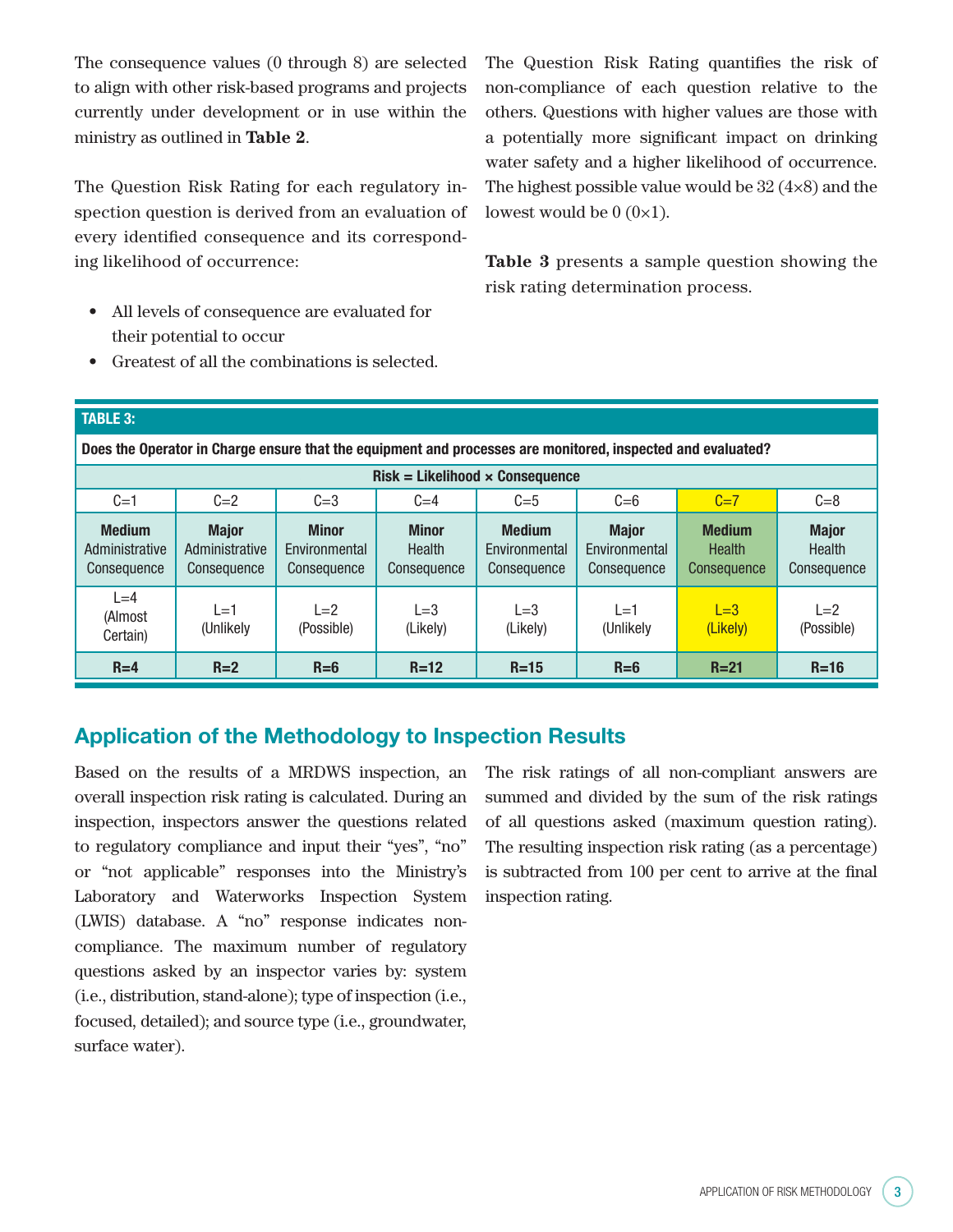The consequence values (0 through 8) are selected to align with other risk-based programs and projects currently under development or in use within the ministry as outlined in **Table 2**.

The Question Risk Rating for each regulatory inspection question is derived from an evaluation of every identified consequence and its corresponding likelihood of occurrence:

- All levels of consequence are evaluated for their potential to occur
- Greatest of all the combinations is selected.

The Question Risk Rating quantifies the risk of non-compliance of each question relative to the others. Questions with higher values are those with a potentially more significant impact on drinking water safety and a higher likelihood of occurrence. The highest possible value would be 32 (4×8) and the lowest would be 0 (0×1).

**Table 3** presents a sample question showing the risk rating determination process.

**TABLE 3:**

**Does the Operator in Charge ensure that the equipment and processes are monitored, inspected and evaluated?**

| **Risk = Likelihood × Consequence** | | | | | | | |
|---|---|---|---|---|---|---|---|
| C=1 | C=2 | C=3 | C=4 | C=5 | C=6 | C=7 | C=8 |
| **Medium** Administrative Consequence | **Major** Administrative Consequence | **Minor** Environmental Consequence | **Minor** Health Consequence | **Medium** Environmental Consequence | **Major** Environmental Consequence | **Medium** Health Consequence | **Major** Health Consequence |
| L=4 (Almost Certain) | L=1 (Unlikely | L=2 (Possible) | L=3 (Likely) | L=3 (Likely) | L=1 (Unlikely | L=3 (Likely) | L=2 (Possible) |
| **R=4** | **R=2** | **R=6** | **R=12** | **R=15** | **R=6** | **R=21** | **R=16** |

## Application of the Methodology to Inspection Results

Based on the results of a MRDWS inspection, an overall inspection risk rating is calculated. During an inspection, inspectors answer the questions related to regulatory compliance and input their "yes", "no" or "not applicable" responses into the Ministry's Laboratory and Waterworks Inspection System (LWIS) database. A "no" response indicates non-compliance. The maximum number of regulatory questions asked by an inspector varies by: system (i.e., distribution, stand-alone); type of inspection (i.e., focused, detailed); and source type (i.e., groundwater, surface water).

The risk ratings of all non-compliant answers are summed and divided by the sum of the risk ratings of all questions asked (maximum question rating). The resulting inspection risk rating (as a percentage) is subtracted from 100 per cent to arrive at the final inspection rating.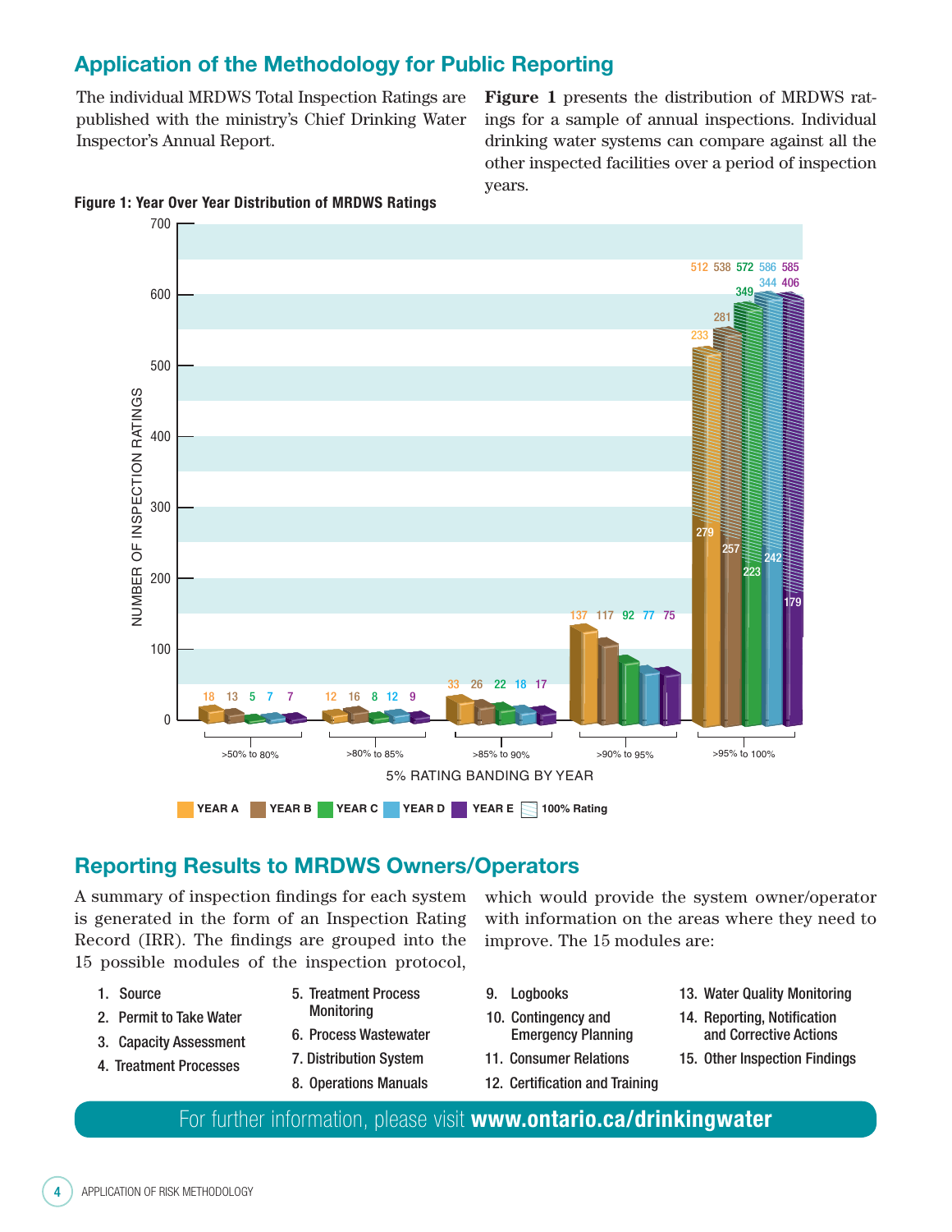## Application of the Methodology for Public Reporting

The individual MRDWS Total Inspection Ratings are published with the ministry's Chief Drinking Water Inspector's Annual Report.

**Figure 1** presents the distribution of MRDWS ratings for a sample of annual inspections. Individual drinking water systems can compare against all the other inspected facilities over a period of inspection years.

**Figure 1: Year Over Year Distribution of MRDWS Ratings**

NUMBER OF INSPECTION RATINGS

700
600
500
400
300
200
100
0

>50% to 80%: 18 13 5 7 7

>80% to 85%: 12 16 8 12 9

>85% to 90%: 33 26 22 18 17

>90% to 95%: 137 117 92 77 75

>95% to 100%: 512 538 572 586 585

233 281 349 344 406

279 257 223 242 179

5% RATING BANDING BY YEAR

YEAR A  YEAR B  YEAR C  YEAR D  YEAR E  100% Rating

## Reporting Results to MRDWS Owners/Operators

A summary of inspection findings for each system is generated in the form of an Inspection Rating Record (IRR). The findings are grouped into the 15 possible modules of the inspection protocol, which would provide the system owner/operator with information on the areas where they need to improve. The 15 modules are:

1. Source
2. Permit to Take Water
3. Capacity Assessment
4. Treatment Processes
5. Treatment Process Monitoring
6. Process Wastewater
7. Distribution System
8. Operations Manuals
9. Logbooks
10. Contingency and Emergency Planning
11. Consumer Relations
12. Certification and Training
13. Water Quality Monitoring
14. Reporting, Notification and Corrective Actions
15. Other Inspection Findings

For further information, please visit **www.ontario.ca/drinkingwater**